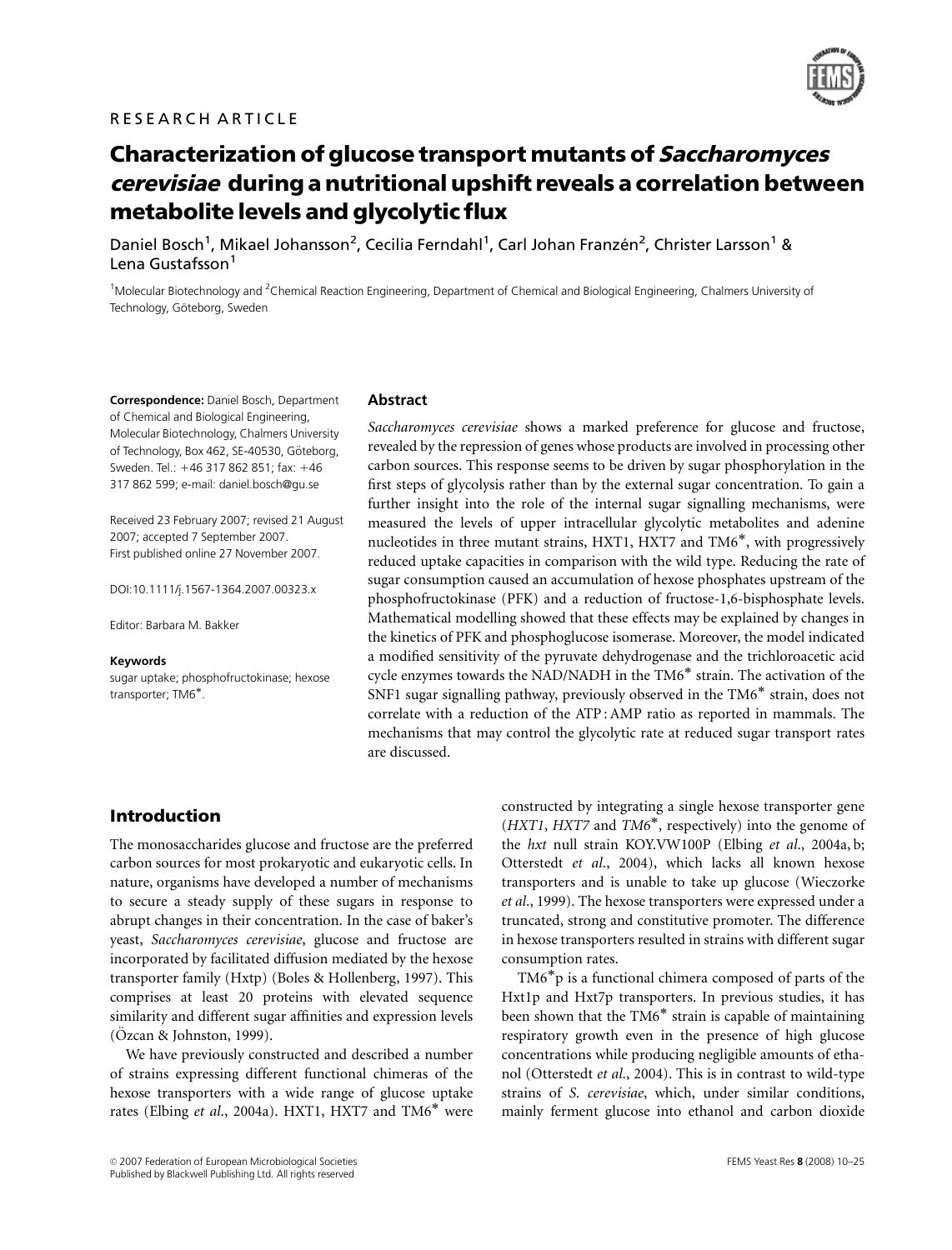RESEARCH ARTICLE

# Characterization of glucose transport mutants of *Saccharomyces cerevisiae* during a nutritional upshift reveals a correlation between metabolite levels and glycolytic flux

Daniel Bosch[1], Mikael Johansson[2], Cecilia Ferndahl[1], Carl Johan Franzén[2], Christer Larsson[1] & Lena Gustafsson[1]

[1]Molecular Biotechnology and [2]Chemical Reaction Engineering, Department of Chemical and Biological Engineering, Chalmers University of Technology, Göteborg, Sweden

**Correspondence:** Daniel Bosch, Department of Chemical and Biological Engineering, Molecular Biotechnology, Chalmers University of Technology, Box 462, SE-40530, Göteborg, Sweden. Tel.: +46 317 862 851; fax: +46 317 862 599; e-mail: daniel.bosch@gu.se

Received 23 February 2007; revised 21 August 2007; accepted 7 September 2007.
First published online 27 November 2007.

DOI:10.1111/j.1567-1364.2007.00323.x

Editor: Barbara M. Bakker

**Keywords**
sugar uptake; phosphofructokinase; hexose transporter; TM6*.

## Abstract

*Saccharomyces cerevisiae* shows a marked preference for glucose and fructose, revealed by the repression of genes whose products are involved in processing other carbon sources. This response seems to be driven by sugar phosphorylation in the first steps of glycolysis rather than by the external sugar concentration. To gain a further insight into the role of the internal sugar signalling mechanisms, were measured the levels of upper intracellular glycolytic metabolites and adenine nucleotides in three mutant strains, HXT1, HXT7 and TM6*, with progressively reduced uptake capacities in comparison with the wild type. Reducing the rate of sugar consumption caused an accumulation of hexose phosphates upstream of the phosphofructokinase (PFK) and a reduction of fructose-1,6-bisphosphate levels. Mathematical modelling showed that these effects may be explained by changes in the kinetics of PFK and phosphoglucose isomerase. Moreover, the model indicated a modified sensitivity of the pyruvate dehydrogenase and the trichloroacetic acid cycle enzymes towards the NAD/NADH in the TM6* strain. The activation of the SNF1 sugar signalling pathway, previously observed in the TM6* strain, does not correlate with a reduction of the ATP : AMP ratio as reported in mammals. The mechanisms that may control the glycolytic rate at reduced sugar transport rates are discussed.

## Introduction

The monosaccharides glucose and fructose are the preferred carbon sources for most prokaryotic and eukaryotic cells. In nature, organisms have developed a number of mechanisms to secure a steady supply of these sugars in response to abrupt changes in their concentration. In the case of baker's yeast, *Saccharomyces cerevisiae*, glucose and fructose are incorporated by facilitated diffusion mediated by the hexose transporter family (Hxtp) (Boles & Hollenberg, 1997). This comprises at least 20 proteins with elevated sequence similarity and different sugar affinities and expression levels (Özcan & Johnston, 1999).

We have previously constructed and described a number of strains expressing different functional chimeras of the hexose transporters with a wide range of glucose uptake rates (Elbing *et al*., 2004a). HXT1, HXT7 and TM6* were constructed by integrating a single hexose transporter gene (*HXT1*, *HXT7* and *TM6**, respectively) into the genome of the *hxt* null strain KOY.VW100P (Elbing *et al*., 2004a, b; Otterstedt *et al*., 2004), which lacks all known hexose transporters and is unable to take up glucose (Wieczorke *et al*., 1999). The hexose transporters were expressed under a truncated, strong and constitutive promoter. The difference in hexose transporters resulted in strains with different sugar consumption rates.

TM6*p is a functional chimera composed of parts of the Hxt1p and Hxt7p transporters. In previous studies, it has been shown that the TM6* strain is capable of maintaining respiratory growth even in the presence of high glucose concentrations while producing negligible amounts of ethanol (Otterstedt *et al*., 2004). This is in contrast to wild-type strains of *S. cerevisiae*, which, under similar conditions, mainly ferment glucose into ethanol and carbon dioxide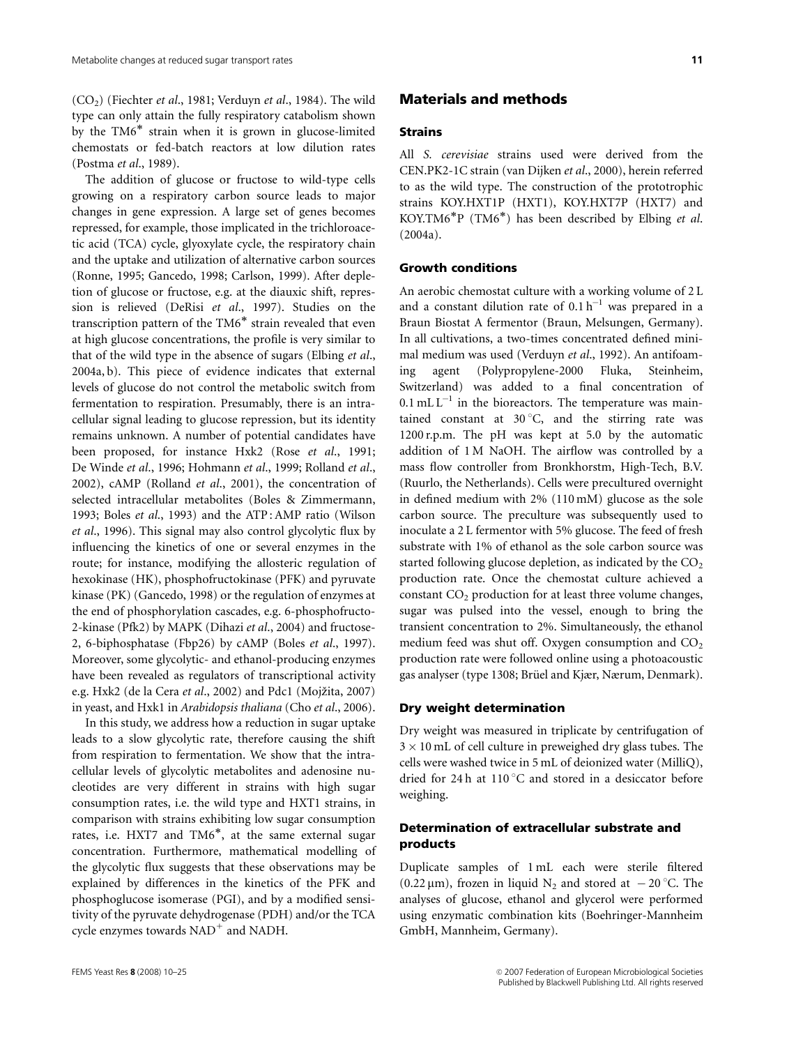($CO_2$) (Fiechter *et al*., 1981; Verduyn *et al*., 1984). The wild type can only attain the fully respiratory catabolism shown by the TM6* strain when it is grown in glucose-limited chemostats or fed-batch reactors at low dilution rates (Postma *et al*., 1989).

The addition of glucose or fructose to wild-type cells growing on a respiratory carbon source leads to major changes in gene expression. A large set of genes becomes repressed, for example, those implicated in the trichloroacetic acid (TCA) cycle, glyoxylate cycle, the respiratory chain and the uptake and utilization of alternative carbon sources (Ronne, 1995; Gancedo, 1998; Carlson, 1999). After depletion of glucose or fructose, e.g. at the diauxic shift, repression is relieved (DeRisi *et al*., 1997). Studies on the transcription pattern of the TM6* strain revealed that even at high glucose concentrations, the profile is very similar to that of the wild type in the absence of sugars (Elbing *et al*., 2004a, b). This piece of evidence indicates that external levels of glucose do not control the metabolic switch from fermentation to respiration. Presumably, there is an intracellular signal leading to glucose repression, but its identity remains unknown. A number of potential candidates have been proposed, for instance Hxk2 (Rose *et al*., 1991; De Winde *et al*., 1996; Hohmann *et al*., 1999; Rolland *et al*., 2002), cAMP (Rolland *et al*., 2001), the concentration of selected intracellular metabolites (Boles & Zimmermann, 1993; Boles *et al*., 1993) and the ATP : AMP ratio (Wilson *et al*., 1996). This signal may also control glycolytic flux by influencing the kinetics of one or several enzymes in the route; for instance, modifying the allosteric regulation of hexokinase (HK), phosphofructokinase (PFK) and pyruvate kinase (PK) (Gancedo, 1998) or the regulation of enzymes at the end of phosphorylation cascades, e.g. 6-phosphofructo-2-kinase (Pfk2) by MAPK (Dihazi *et al*., 2004) and fructose-2, 6-biphosphatase (Fbp26) by cAMP (Boles *et al*., 1997). Moreover, some glycolytic- and ethanol-producing enzymes have been revealed as regulators of transcriptional activity e.g. Hxk2 (de la Cera *et al*., 2002) and Pdc1 (Mojžita, 2007) in yeast, and Hxk1 in *Arabidopsis thaliana* (Cho *et al*., 2006).

In this study, we address how a reduction in sugar uptake leads to a slow glycolytic rate, therefore causing the shift from respiration to fermentation. We show that the intracellular levels of glycolytic metabolites and adenosine nucleotides are very different in strains with high sugar consumption rates, i.e. the wild type and HXT1 strains, in comparison with strains exhibiting low sugar consumption rates, i.e. HXT7 and TM6*, at the same external sugar concentration. Furthermore, mathematical modelling of the glycolytic flux suggests that these observations may be explained by differences in the kinetics of the PFK and phosphoglucose isomerase (PGI), and by a modified sensitivity of the pyruvate dehydrogenase (PDH) and/or the TCA cycle enzymes towards $NAD^+$ and NADH.

## Materials and methods

### Strains

All *S. cerevisiae* strains used were derived from the CEN.PK2-1C strain (van Dijken *et al*., 2000), herein referred to as the wild type. The construction of the prototrophic strains KOY.HXT1P (HXT1), KOY.HXT7P (HXT7) and KOY.TM6*P (TM6*) has been described by Elbing *et al*. (2004a).

### Growth conditions

An aerobic chemostat culture with a working volume of 2 L and a constant dilution rate of $0.1\,h^{-1}$ was prepared in a Braun Biostat A fermentor (Braun, Melsungen, Germany). In all cultivations, a two-times concentrated defined minimal medium was used (Verduyn *et al*., 1992). An antifoaming agent (Polypropylene-2000 Fluka, Steinheim, Switzerland) was added to a final concentration of $0.1\,mL\,L^{-1}$ in the bioreactors. The temperature was maintained constant at 30 °C, and the stirring rate was 1200 r.p.m. The pH was kept at 5.0 by the automatic addition of 1 M NaOH. The airflow was controlled by a mass flow controller from Bronkhorstm, High-Tech, B.V. (Ruurlo, the Netherlands). Cells were precultured overnight in defined medium with 2% (110 mM) glucose as the sole carbon source. The preculture was subsequently used to inoculate a 2 L fermentor with 5% glucose. The feed of fresh substrate with 1% of ethanol as the sole carbon source was started following glucose depletion, as indicated by the $CO_2$ production rate. Once the chemostat culture achieved a constant $CO_2$ production for at least three volume changes, sugar was pulsed into the vessel, enough to bring the transient concentration to 2%. Simultaneously, the ethanol medium feed was shut off. Oxygen consumption and $CO_2$ production rate were followed online using a photoacoustic gas analyser (type 1308; Brüel and Kjær, Nærum, Denmark).

### Dry weight determination

Dry weight was measured in triplicate by centrifugation of $3 \times 10$ mL of cell culture in preweighed dry glass tubes. The cells were washed twice in 5 mL of deionized water (MilliQ), dried for 24 h at 110 °C and stored in a desiccator before weighing.

### Determination of extracellular substrate and products

Duplicate samples of 1 mL each were sterile filtered (0.22 μm), frozen in liquid $N_2$ and stored at − 20 °C. The analyses of glucose, ethanol and glycerol were performed using enzymatic combination kits (Boehringer-Mannheim GmbH, Mannheim, Germany).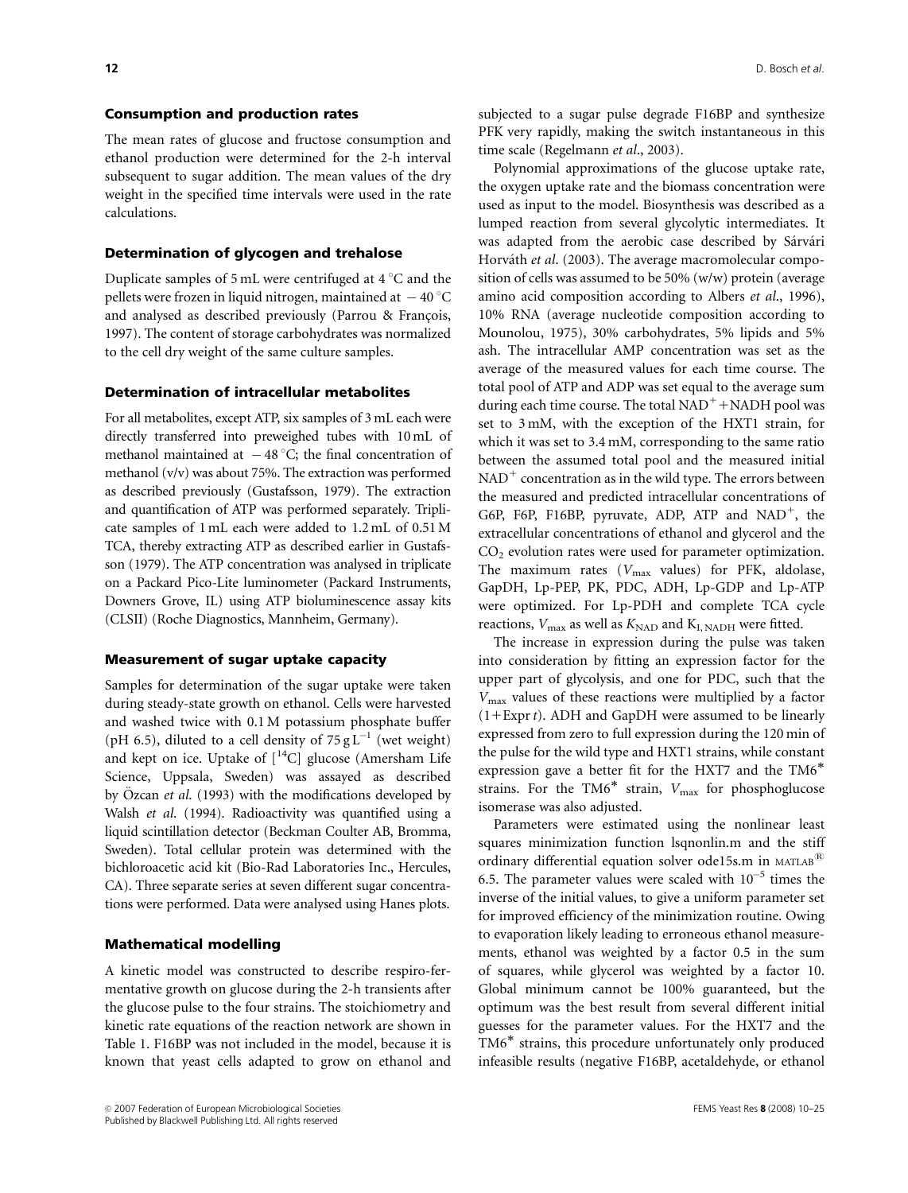## Consumption and production rates

The mean rates of glucose and fructose consumption and ethanol production were determined for the 2-h interval subsequent to sugar addition. The mean values of the dry weight in the specified time intervals were used in the rate calculations.

## Determination of glycogen and trehalose

Duplicate samples of 5 mL were centrifuged at 4 °C and the pellets were frozen in liquid nitrogen, maintained at − 40 °C and analysed as described previously (Parrou & François, 1997). The content of storage carbohydrates was normalized to the cell dry weight of the same culture samples.

## Determination of intracellular metabolites

For all metabolites, except ATP, six samples of 3 mL each were directly transferred into preweighed tubes with 10 mL of methanol maintained at − 48 °C; the final concentration of methanol (v/v) was about 75%. The extraction was performed as described previously (Gustafsson, 1979). The extraction and quantification of ATP was performed separately. Triplicate samples of 1 mL each were added to 1.2 mL of 0.51 M TCA, thereby extracting ATP as described earlier in Gustafsson (1979). The ATP concentration was analysed in triplicate on a Packard Pico-Lite luminometer (Packard Instruments, Downers Grove, IL) using ATP bioluminescence assay kits (CLSII) (Roche Diagnostics, Mannheim, Germany).

## Measurement of sugar uptake capacity

Samples for determination of the sugar uptake were taken during steady-state growth on ethanol. Cells were harvested and washed twice with 0.1 M potassium phosphate buffer (pH 6.5), diluted to a cell density of 75 g $L^{-1}$ (wet weight) and kept on ice. Uptake of [$^{14}$C] glucose (Amersham Life Science, Uppsala, Sweden) was assayed as described by Özcan *et al.* (1993) with the modifications developed by Walsh *et al.* (1994). Radioactivity was quantified using a liquid scintillation detector (Beckman Coulter AB, Bromma, Sweden). Total cellular protein was determined with the bichloroacetic acid kit (Bio-Rad Laboratories Inc., Hercules, CA). Three separate series at seven different sugar concentrations were performed. Data were analysed using Hanes plots.

## Mathematical modelling

A kinetic model was constructed to describe respiro-fermentative growth on glucose during the 2-h transients after the glucose pulse to the four strains. The stoichiometry and kinetic rate equations of the reaction network are shown in Table 1. F16BP was not included in the model, because it is known that yeast cells adapted to grow on ethanol and subjected to a sugar pulse degrade F16BP and synthesize PFK very rapidly, making the switch instantaneous in this time scale (Regelmann *et al.*, 2003).

Polynomial approximations of the glucose uptake rate, the oxygen uptake rate and the biomass concentration were used as input to the model. Biosynthesis was described as a lumped reaction from several glycolytic intermediates. It was adapted from the aerobic case described by Sárvári Horváth *et al.* (2003). The average macromolecular composition of cells was assumed to be 50% (w/w) protein (average amino acid composition according to Albers *et al.*, 1996), 10% RNA (average nucleotide composition according to Mounolou, 1975), 30% carbohydrates, 5% lipids and 5% ash. The intracellular AMP concentration was set as the average of the measured values for each time course. The total pool of ATP and ADP was set equal to the average sum during each time course. The total $NAD^+$ + NADH pool was set to 3 mM, with the exception of the HXT1 strain, for which it was set to 3.4 mM, corresponding to the same ratio between the assumed total pool and the measured initial $NAD^+$ concentration as in the wild type. The errors between the measured and predicted intracellular concentrations of G6P, F6P, F16BP, pyruvate, ADP, ATP and $NAD^+$, the extracellular concentrations of ethanol and glycerol and the $CO_2$ evolution rates were used for parameter optimization. The maximum rates ($V_{max}$ values) for PFK, aldolase, GapDH, Lp-PEP, PK, PDC, ADH, Lp-GDP and Lp-ATP were optimized. For Lp-PDH and complete TCA cycle reactions, $V_{max}$ as well as $K_{NAD}$ and $K_{I,NADH}$ were fitted.

The increase in expression during the pulse was taken into consideration by fitting an expression factor for the upper part of glycolysis, and one for PDC, such that the $V_{max}$ values of these reactions were multiplied by a factor (1+Expr *t*). ADH and GapDH were assumed to be linearly expressed from zero to full expression during the 120 min of the pulse for the wild type and HXT1 strains, while constant expression gave a better fit for the HXT7 and the TM6* strains. For the TM6* strain, $V_{max}$ for phosphoglucose isomerase was also adjusted.

Parameters were estimated using the nonlinear least squares minimization function lsqnonlin.m and the stiff ordinary differential equation solver ode15s.m in MATLAB® 6.5. The parameter values were scaled with $10^{-5}$ times the inverse of the initial values, to give a uniform parameter set for improved efficiency of the minimization routine. Owing to evaporation likely leading to erroneous ethanol measurements, ethanol was weighted by a factor 0.5 in the sum of squares, while glycerol was weighted by a factor 10. Global minimum cannot be 100% guaranteed, but the optimum was the best result from several different initial guesses for the parameter values. For the HXT7 and the TM6* strains, this procedure unfortunately only produced infeasible results (negative F16BP, acetaldehyde, or ethanol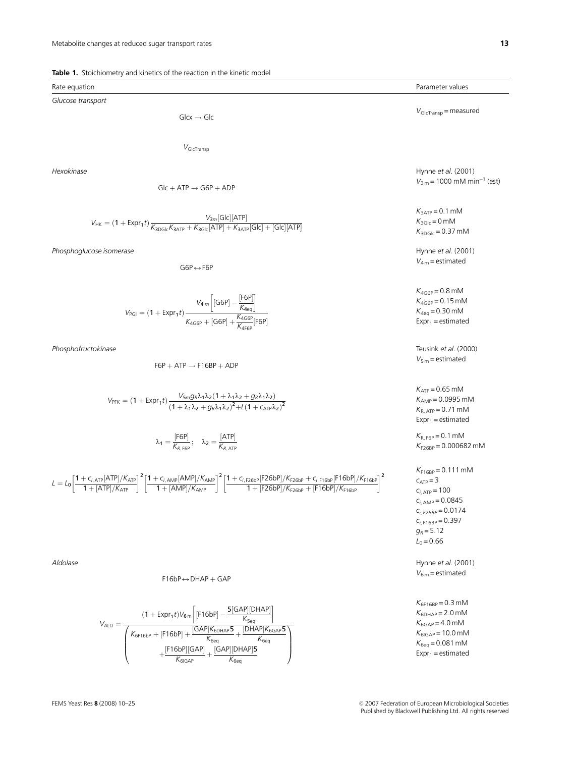**Table 1.** Stoichiometry and kinetics of the reaction in the kinetic model

| Rate equation | Parameter values |
|---|---|
| *Glucose transport* | |
| $\mathrm{Glcx} \rightarrow \mathrm{Glc}$ | $V_{\mathrm{GlcTransp}}$ = measured |
| $V_{\mathrm{GlcTransp}}$ | |
| *Hexokinase* | Hynne *et al.* (2001) |
| $\mathrm{Glc} + \mathrm{ATP} \rightarrow \mathrm{G6P} + \mathrm{ADP}$ | $V_{3\mathrm{m}} = 1000\ \mathrm{mM\ min^{-1}}$ (est) |
| $V_{\mathrm{HK}} = (1 + \mathrm{Expr}_1 t)\dfrac{V_{3m}[\mathrm{Glc}][\mathrm{ATP}]}{K_{3\mathrm{DGlc}}K_{3\mathrm{ATP}} + K_{3\mathrm{Glc}}[\mathrm{ATP}] + K_{3\mathrm{ATP}}[\mathrm{Glc}] + [\mathrm{Glc}][\mathrm{ATP}]}$ | $K_{3\mathrm{ATP}} = 0.1$ mM<br>$K_{3\mathrm{Glc}} = 0$ mM<br>$K_{3\mathrm{DGlc}} = 0.37$ mM |
| *Phosphoglucose isomerase* | Hynne *et al.* (2001) |
| $\mathrm{G6P} \leftrightarrow \mathrm{F6P}$ | $V_{4\mathrm{m}}$ = estimated |
| $V_{\mathrm{PGI}} = (1 + \mathrm{Expr}_1 t)\dfrac{V_{4\,m}\left[[\mathrm{G6P}] - \dfrac{[\mathrm{F6P}]}{K_{4\mathrm{eq}}}\right]}{K_{4\mathrm{G6P}} + [\mathrm{G6P}] + \dfrac{K_{4\mathrm{G6P}}}{K_{4\mathrm{F6P}}}[\mathrm{F6P}]}$ | $K_{4\mathrm{G6P}} = 0.8$ mM<br>$K_{4\mathrm{G6P}} = 0.15$ mM<br>$K_{4\mathrm{eq}} = 0.30$ mM<br>$\mathrm{Expr}_1$ = estimated |
| *Phosphofructokinase* | Teusink *et al.* (2000) |
| $\mathrm{F6P} + \mathrm{ATP} \rightarrow \mathrm{F16BP} + \mathrm{ADP}$ | $V_{5\mathrm{m}}$ = estimated |
| $V_{\mathrm{PFK}} = (1 + \mathrm{Expr}_1 t)\dfrac{V_{5m} g_R \lambda_1 \lambda_2 (1 + \lambda_1 \lambda_2 + g_R \lambda_1 \lambda_2)}{(1 + \lambda_1 \lambda_2 + g_R \lambda_1 \lambda_2)^2 + L(1 + c_{\mathrm{ATP}} \lambda_2)^2}$ | $K_{\mathrm{ATP}} = 0.65$ mM<br>$K_{\mathrm{AMP}} = 0.0995$ mM<br>$K_{R,\,\mathrm{ATP}} = 0.71$ mM<br>$\mathrm{Expr}_1$ = estimated |
| $\lambda_1 = \dfrac{[\mathrm{F6P}]}{K_{R,\,\mathrm{F6P}}};\quad \lambda_2 = \dfrac{[\mathrm{ATP}]}{K_{R,\,\mathrm{ATP}}}$ | $K_{R,\,\mathrm{F6P}} = 0.1$ mM<br>$K_{\mathrm{F26BP}} = 0.000682$ mM |
| $L = L_0\left[\dfrac{1 + c_{i,\,\mathrm{ATP}}[\mathrm{ATP}]/K_{\mathrm{ATP}}}{1 + [\mathrm{ATP}]/K_{\mathrm{ATP}}}\right]^2\left[\dfrac{1 + c_{i,\,\mathrm{AMP}}[\mathrm{AMP}]/K_{\mathrm{AMP}}}{1 + [\mathrm{AMP}]/K_{\mathrm{AMP}}}\right]^2\left[\dfrac{1 + c_{i,\,\mathrm{F26bP}}[\mathrm{F26bP}]/K_{\mathrm{F26bP}} + c_{i,\,\mathrm{F16bP}}[\mathrm{F16bP}]/K_{\mathrm{F16bP}}}{1 + [\mathrm{F26bP}]/K_{\mathrm{F26bP}} + [\mathrm{F16bP}]/K_{\mathrm{F16bP}}}\right]^2$ | $K_{\mathrm{F16BP}} = 0.111$ mM<br>$c_{\mathrm{ATP}} = 3$<br>$c_{i,\,\mathrm{ATP}} = 100$<br>$c_{i,\,\mathrm{AMP}} = 0.0845$<br>$c_{i,\,F26BP} = 0.0174$<br>$c_{i,\,\mathrm{F16BP}} = 0.397$<br>$g_R = 5.12$<br>$L_0 = 0.66$ |
| *Aldolase* | Hynne *et al.* (2001) |
| $\mathrm{F16bP} \leftrightarrow \mathrm{DHAP} + \mathrm{GAP}$ | $V_{6\mathrm{m}}$ = estimated |
| $V_{\mathrm{ALD}} = \dfrac{(1 + \mathrm{Expr}_1 t)V_{6\mathrm{m}}\left[[\mathrm{F16bP}] - \dfrac{5[\mathrm{GAP}][\mathrm{DHAP}]}{K_{5\mathrm{eq}}}\right]}{\left(\begin{array}{c} K_{6\mathrm{F16bP}} + [\mathrm{F16bP}] + \dfrac{[\mathrm{GAP}]K_{6\mathrm{DHAP}}5}{K_{6\mathrm{eq}}} + \dfrac{[\mathrm{DHAP}]K_{6\mathrm{GAP}}5}{K_{6\mathrm{eq}}} \\ + \dfrac{[\mathrm{F16bP}][\mathrm{GAP}]}{K_{6\mathrm{IGAP}}} + \dfrac{[\mathrm{GAP}][\mathrm{DHAP}]5}{K_{6\mathrm{eq}}} \end{array}\right)}$ | $K_{6\mathrm{F16BP}} = 0.3$ mM<br>$K_{6\mathrm{DHAP}} = 2.0$ mM<br>$K_{6\mathrm{GAP}} = 4.0$ mM<br>$K_{6\mathrm{IGAP}} = 10.0$ mM<br>$K_{6\mathrm{eq}} = 0.081$ mM<br>$\mathrm{Expr}_1$ = estimated |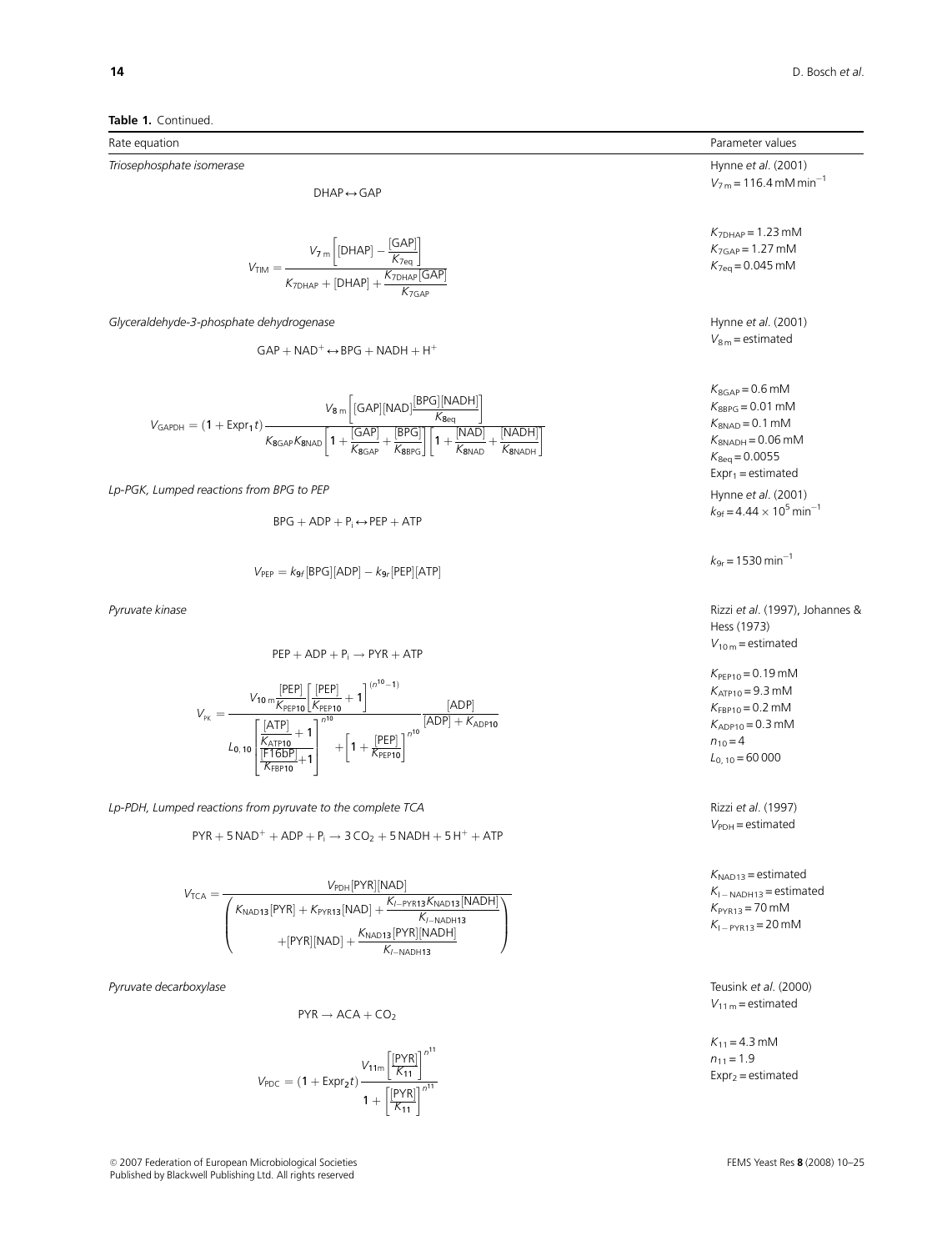**Table 1.** Continued.

| Rate equation | Parameter values |
|---|---|
| *Triosephosphate isomerase* | Hynne *et al*. (2001) |
| $DHAP \leftrightarrow GAP$ | $V_{7\,m} = 116.4\,mM\,min^{-1}$ |
| $$V_{TIM} = \frac{V_{7\,m}\left[[DHAP] - \frac{[GAP]}{K_{7eq}}\right]}{K_{7DHAP} + [DHAP] + \frac{K_{7DHAP}[GAP]}{K_{7GAP}}}$$ | $K_{7DHAP} = 1.23\,mM$<br>$K_{7GAP} = 1.27\,mM$<br>$K_{7eq} = 0.045\,mM$ |
| *Glyceraldehyde-3-phosphate dehydrogenase* | Hynne *et al*. (2001) |
| $GAP + NAD^{+} \leftrightarrow BPG + NADH + H^{+}$ | $V_{8\,m}$ = estimated |
| $$V_{GAPDH} = (1 + Expr_1 t)\frac{V_{8\,m}\left[[GAP][NAD]\frac{[BPG][NADH]}{K_{8eq}}\right]}{K_{8GAP}K_{8NAD}\left[1 + \frac{[GAP]}{K_{8GAP}} + \frac{[BPG]}{K_{8BPG}}\right]\left[1 + \frac{[NAD]}{K_{8NAD}} + \frac{[NADH]}{K_{8NADH}}\right]}$$ | $K_{8GAP} = 0.6\,mM$<br>$K_{8BPG} = 0.01\,mM$<br>$K_{8NAD} = 0.1\,mM$<br>$K_{8NADH} = 0.06\,mM$<br>$K_{8eq} = 0.0055$<br>$Expr_1$ = estimated |
| *Lp-PGK, Lumped reactions from BPG to PEP* | Hynne *et al*. (2001) |
| $BPG + ADP + P_i \leftrightarrow PEP + ATP$ | $k_{9f} = 4.44 \times 10^{5}\,min^{-1}$ |
| $$V_{PEP} = k_{9f}[BPG][ADP] - k_{9r}[PEP][ATP]$$ | $k_{9r} = 1530\,min^{-1}$ |
| *Pyruvate kinase* | Rizzi *et al*. (1997), Johannes & Hess (1973) |
| $PEP + ADP + P_i \rightarrow PYR + ATP$ | $V_{10\,m}$ = estimated |
| $$V_{PK} = \frac{V_{10\,m}\frac{[PEP]}{K_{PEP10}}\left[\frac{[PEP]}{K_{PEP10}} + 1\right]^{(n^{10}-1)}}{L_{0,10}\left[\frac{\frac{[ATP]}{K_{ATP10}} + 1}{\frac{[F16bP]}{K_{FBP10}} + 1}\right]^{n^{10}} + \left[1 + \frac{[PEP]}{K_{PEP10}}\right]^{n^{10}}}\frac{[ADP]}{[ADP] + K_{ADP10}}$$ | $K_{PEP10} = 0.19\,mM$<br>$K_{ATP10} = 9.3\,mM$<br>$K_{FBP10} = 0.2\,mM$<br>$K_{ADP10} = 0.3\,mM$<br>$n_{10} = 4$<br>$L_{0,10} = 60\,000$ |
| *Lp-PDH, Lumped reactions from pyruvate to the complete TCA* | Rizzi *et al*. (1997) |
| $PYR + 5\,NAD^{+} + ADP + P_i \rightarrow 3\,CO_2 + 5\,NADH + 5\,H^{+} + ATP$ | $V_{PDH}$ = estimated |
| $$V_{TCA} = \frac{V_{PDH}[PYR][NAD]}{\left(\begin{array}{c} K_{NAD13}[PYR] + K_{PYR13}[NAD] + \frac{K_{I-PYR13}K_{NAD13}[NADH]}{K_{I-NADH13}} \\ +[PYR][NAD] + \frac{K_{NAD13}[PYR][NADH]}{K_{I-NADH13}} \end{array}\right)}$$ | $K_{NAD13}$ = estimated<br>$K_{I-NADH13}$ = estimated<br>$K_{PYR13} = 70\,mM$<br>$K_{I-PYR13} = 20\,mM$ |
| *Pyruvate decarboxylase* | Teusink *et al*. (2000) |
| $PYR \rightarrow ACA + CO_2$ | $V_{11\,m}$ = estimated |
| $$V_{PDC} = (1 + Expr_2 t)\frac{V_{11m}\left[\frac{[PYR]}{K_{11}}\right]^{n^{11}}}{1 + \left[\frac{[PYR]}{K_{11}}\right]^{n^{11}}}$$ | $K_{11} = 4.3\,mM$<br>$n_{11} = 1.9$<br>$Expr_2$ = estimated |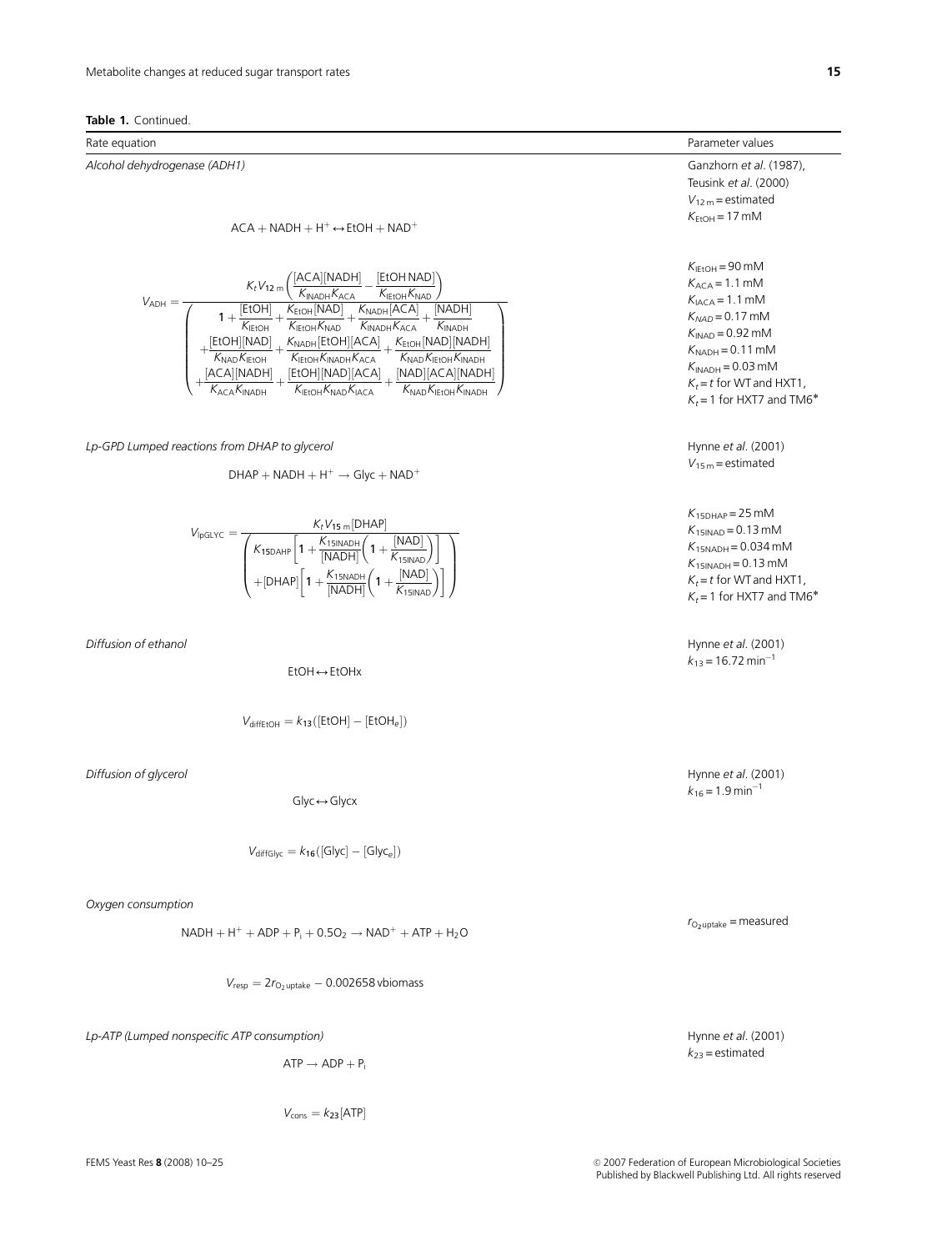**Table 1.** Continued.

| Rate equation | Parameter values |
| --- | --- |
| *Alcohol dehydrogenase (ADH1)* $$ACA + NADH + H^+ \leftrightarrow EtOH + NAD^+$$ $$V_{ADH} = \frac{K_t V_{12\,m}\left(\frac{[ACA][NADH]}{K_{INADH}K_{ACA}} - \frac{[EtOH\,NAD]}{K_{IEtOH}K_{NAD}}\right)}{\left(\begin{array}{c} 1 + \frac{[EtOH]}{K_{IEtOH}} + \frac{K_{EtOH}[NAD]}{K_{IEtOH}K_{NAD}} + \frac{K_{NADH}[ACA]}{K_{INADH}K_{ACA}} + \frac{[NADH]}{K_{INADH}} \\ + \frac{[EtOH][NAD]}{K_{NAD}K_{IEtOH}} + \frac{K_{NADH}[EtOH][ACA]}{K_{IEtOH}K_{INADH}K_{ACA}} + \frac{K_{EtOH}[NAD][NADH]}{K_{NAD}K_{IEtOH}K_{INADH}} \\ + \frac{[ACA][NADH]}{K_{ACA}K_{INADH}} + \frac{[EtOH][NAD][ACA]}{K_{IEtOH}K_{NAD}K_{IACA}} + \frac{[NAD][ACA][NADH]}{K_{NAD}K_{IEtOH}K_{INADH}} \end{array}\right)}$$ | Ganzhorn *et al*. (1987), Teusink *et al*. (2000) $V_{12\,m}$ = estimated $K_{EtOH}$ = 17 mM $K_{IEtOH}$ = 90 mM $K_{ACA}$ = 1.1 mM $K_{IACA}$ = 1.1 mM $K_{NAD}$ = 0.17 mM $K_{INAD}$ = 0.92 mM $K_{NADH}$ = 0.11 mM $K_{INADH}$ = 0.03 mM $K_t = t$ for WT and HXT1, $K_t = 1$ for HXT7 and TM6* |
| *Lp-GPD Lumped reactions from DHAP to glycerol* $$DHAP + NADH + H^+ \rightarrow Glyc + NAD^+$$ $$V_{lpGLYC} = \frac{K_t V_{15\,m}[DHAP]}{\left(\begin{array}{c} K_{15DAHP}\left[1 + \frac{K_{15INADH}}{[NADH]}\left(1 + \frac{[NAD]}{K_{15INAD}}\right)\right] \\ + [DHAP]\left[1 + \frac{K_{15NADH}}{[NADH]}\left(1 + \frac{[NAD]}{K_{15INAD}}\right)\right] \end{array}\right)}$$ | Hynne *et al*. (2001) $V_{15\,m}$ = estimated $K_{15DHAP}$ = 25 mM $K_{15INAD}$ = 0.13 mM $K_{15NADH}$ = 0.034 mM $K_{15INADH}$ = 0.13 mM $K_t = t$ for WT and HXT1, $K_t = 1$ for HXT7 and TM6* |
| *Diffusion of ethanol* $$EtOH \leftrightarrow EtOHx$$ $$V_{diffEtOH} = k_{13}([EtOH] - [EtOH_e])$$ | Hynne *et al*. (2001) $k_{13} = 16.72\ min^{-1}$ |
| *Diffusion of glycerol* $$Glyc \leftrightarrow Glycx$$ $$V_{diffGlyc} = k_{16}([Glyc] - [Glyc_e])$$ | Hynne *et al*. (2001) $k_{16} = 1.9\ min^{-1}$ |
| *Oxygen consumption* $$NADH + H^+ + ADP + P_i + 0.5O_2 \rightarrow NAD^+ + ATP + H_2O$$ $$V_{resp} = 2r_{O_2\,uptake} - 0.002658\,vbiomass$$ | $r_{O_2\,uptake}$ = measured |
| *Lp-ATP (Lumped nonspecific ATP consumption)* $$ATP \rightarrow ADP + P_i$$ $$V_{cons} = k_{23}[ATP]$$ | Hynne *et al*. (2001) $k_{23}$ = estimated |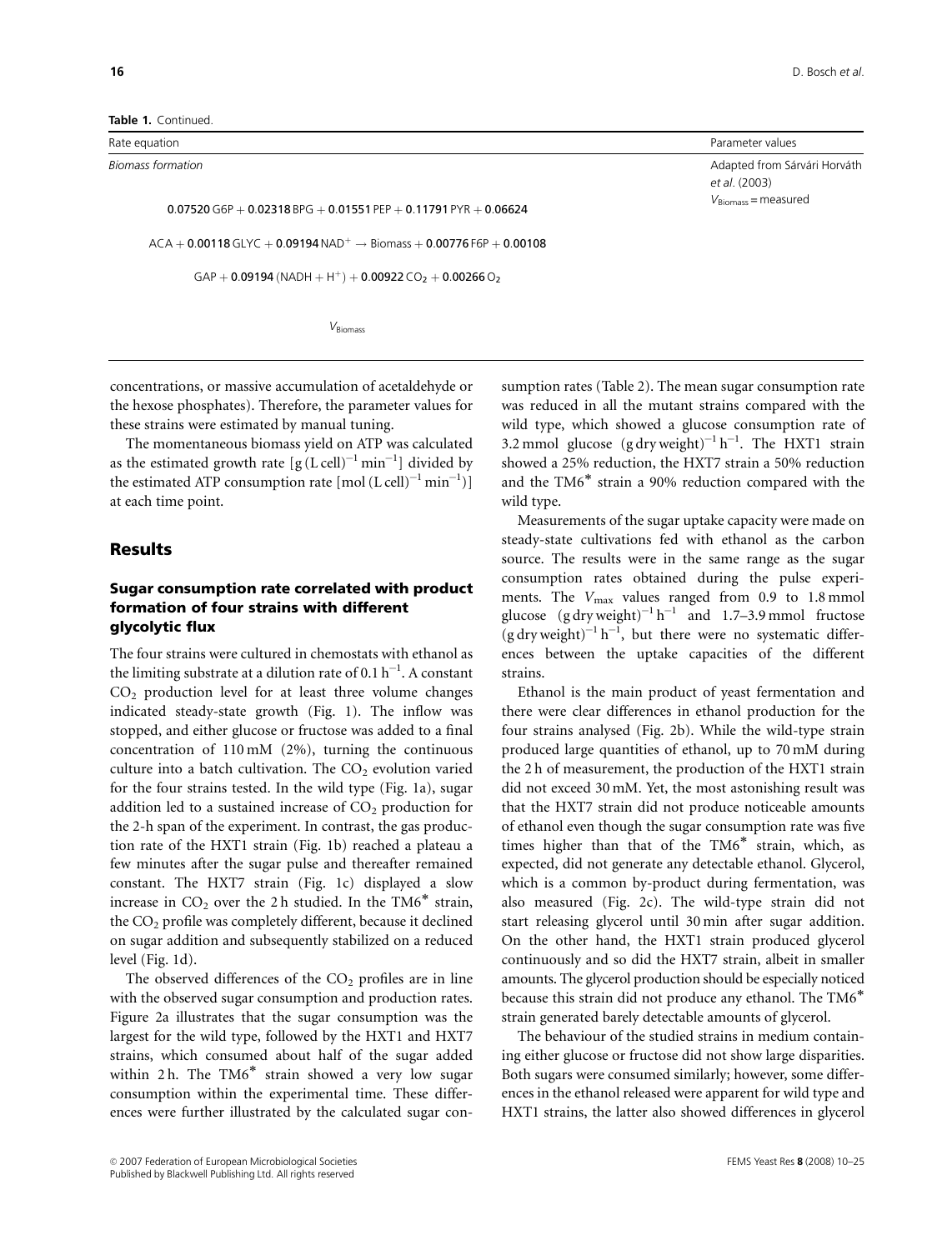**Table 1.** Continued.

| Rate equation | Parameter values |
| --- | --- |
| *Biomass formation* | Adapted from Sárvári Horváth *et al.* (2003) |
| $0.07520\,\mathrm{G6P} + 0.02318\,\mathrm{BPG} + 0.01551\,\mathrm{PEP} + 0.11791\,\mathrm{PYR} + 0.06624\,\mathrm{ACA} + 0.00118\,\mathrm{GLYC} + 0.09194\,\mathrm{NAD^+} \rightarrow \mathrm{Biomass} + 0.00776\,\mathrm{F6P} + 0.00108\,\mathrm{GAP} + 0.09194\,(\mathrm{NADH} + \mathrm{H^+}) + 0.00922\,\mathrm{CO_2} + 0.00266\,\mathrm{O_2}$ | $V_{\mathrm{Biomass}}$ = measured |
| $V_{\mathrm{Biomass}}$ | |

concentrations, or massive accumulation of acetaldehyde or the hexose phosphates). Therefore, the parameter values for these strains were estimated by manual tuning.

The momentaneous biomass yield on ATP was calculated as the estimated growth rate [$\mathrm{g\,(L\,cell)^{-1}\,min^{-1}}$] divided by the estimated ATP consumption rate [$\mathrm{mol\,(L\,cell)^{-1}\,min^{-1}}$] at each time point.

## Results

### Sugar consumption rate correlated with product formation of four strains with different glycolytic flux

The four strains were cultured in chemostats with ethanol as the limiting substrate at a dilution rate of $0.1\,\mathrm{h^{-1}}$. A constant $CO_2$ production level for at least three volume changes indicated steady-state growth (Fig. 1). The inflow was stopped, and either glucose or fructose was added to a final concentration of 110 mM (2%), turning the continuous culture into a batch cultivation. The $CO_2$ evolution varied for the four strains tested. In the wild type (Fig. 1a), sugar addition led to a sustained increase of $CO_2$ production for the 2-h span of the experiment. In contrast, the gas production rate of the HXT1 strain (Fig. 1b) reached a plateau a few minutes after the sugar pulse and thereafter remained constant. The HXT7 strain (Fig. 1c) displayed a slow increase in $CO_2$ over the 2 h studied. In the TM6* strain, the $CO_2$ profile was completely different, because it declined on sugar addition and subsequently stabilized on a reduced level (Fig. 1d).

The observed differences of the $CO_2$ profiles are in line with the observed sugar consumption and production rates. Figure 2a illustrates that the sugar consumption was the largest for the wild type, followed by the HXT1 and HXT7 strains, which consumed about half of the sugar added within 2 h. The TM6* strain showed a very low sugar consumption within the experimental time. These differences were further illustrated by the calculated sugar consumption rates (Table 2). The mean sugar consumption rate was reduced in all the mutant strains compared with the wild type, which showed a glucose consumption rate of 3.2 mmol glucose $\mathrm{(g\,dry\,weight)^{-1}\,h^{-1}}$. The HXT1 strain showed a 25% reduction, the HXT7 strain a 50% reduction and the TM6* strain a 90% reduction compared with the wild type.

Measurements of the sugar uptake capacity were made on steady-state cultivations fed with ethanol as the carbon source. The results were in the same range as the sugar consumption rates obtained during the pulse experiments. The $V_{max}$ values ranged from 0.9 to 1.8 mmol glucose $\mathrm{(g\,dry\,weight)^{-1}\,h^{-1}}$ and 1.7–3.9 mmol fructose $\mathrm{(g\,dry\,weight)^{-1}\,h^{-1}}$, but there were no systematic differences between the uptake capacities of the different strains.

Ethanol is the main product of yeast fermentation and there were clear differences in ethanol production for the four strains analysed (Fig. 2b). While the wild-type strain produced large quantities of ethanol, up to 70 mM during the 2 h of measurement, the production of the HXT1 strain did not exceed 30 mM. Yet, the most astonishing result was that the HXT7 strain did not produce noticeable amounts of ethanol even though the sugar consumption rate was five times higher than that of the TM6* strain, which, as expected, did not generate any detectable ethanol. Glycerol, which is a common by-product during fermentation, was also measured (Fig. 2c). The wild-type strain did not start releasing glycerol until 30 min after sugar addition. On the other hand, the HXT1 strain produced glycerol continuously and so did the HXT7 strain, albeit in smaller amounts. The glycerol production should be especially noticed because this strain did not produce any ethanol. The TM6* strain generated barely detectable amounts of glycerol.

The behaviour of the studied strains in medium containing either glucose or fructose did not show large disparities. Both sugars were consumed similarly; however, some differences in the ethanol released were apparent for wild type and HXT1 strains, the latter also showed differences in glycerol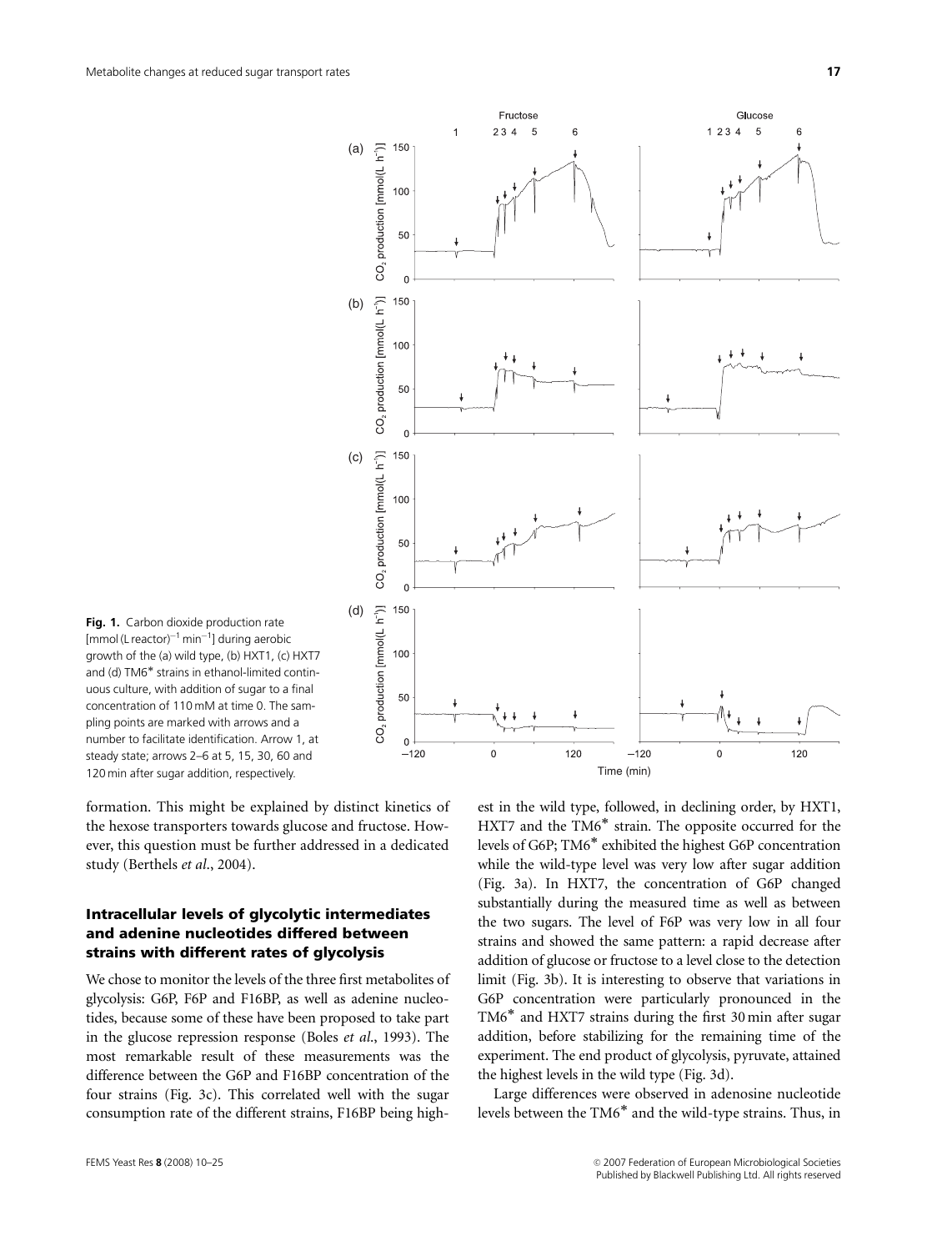**Fig. 1.** Carbon dioxide production rate [mmol (L reactor)$^{-1}$ min$^{-1}$] during aerobic growth of the (a) wild type, (b) HXT1, (c) HXT7 and (d) TM6* strains in ethanol-limited continuous culture, with addition of sugar to a final concentration of 110 mM at time 0. The sampling points are marked with arrows and a number to facilitate identification. Arrow 1, at steady state; arrows 2–6 at 5, 15, 30, 60 and 120 min after sugar addition, respectively.

formation. This might be explained by distinct kinetics of the hexose transporters towards glucose and fructose. However, this question must be further addressed in a dedicated study (Berthels *et al*., 2004).

### Intracellular levels of glycolytic intermediates and adenine nucleotides differed between strains with different rates of glycolysis

We chose to monitor the levels of the three first metabolites of glycolysis: G6P, F6P and F16BP, as well as adenine nucleotides, because some of these have been proposed to take part in the glucose repression response (Boles *et al*., 1993). The most remarkable result of these measurements was the difference between the G6P and F16BP concentration of the four strains (Fig. 3c). This correlated well with the sugar consumption rate of the different strains, F16BP being highest in the wild type, followed, in declining order, by HXT1, HXT7 and the TM6* strain. The opposite occurred for the levels of G6P; TM6* exhibited the highest G6P concentration while the wild-type level was very low after sugar addition (Fig. 3a). In HXT7, the concentration of G6P changed substantially during the measured time as well as between the two sugars. The level of F6P was very low in all four strains and showed the same pattern: a rapid decrease after addition of glucose or fructose to a level close to the detection limit (Fig. 3b). It is interesting to observe that variations in G6P concentration were particularly pronounced in the TM6* and HXT7 strains during the first 30 min after sugar addition, before stabilizing for the remaining time of the experiment. The end product of glycolysis, pyruvate, attained the highest levels in the wild type (Fig. 3d).

Large differences were observed in adenosine nucleotide levels between the TM6* and the wild-type strains. Thus, in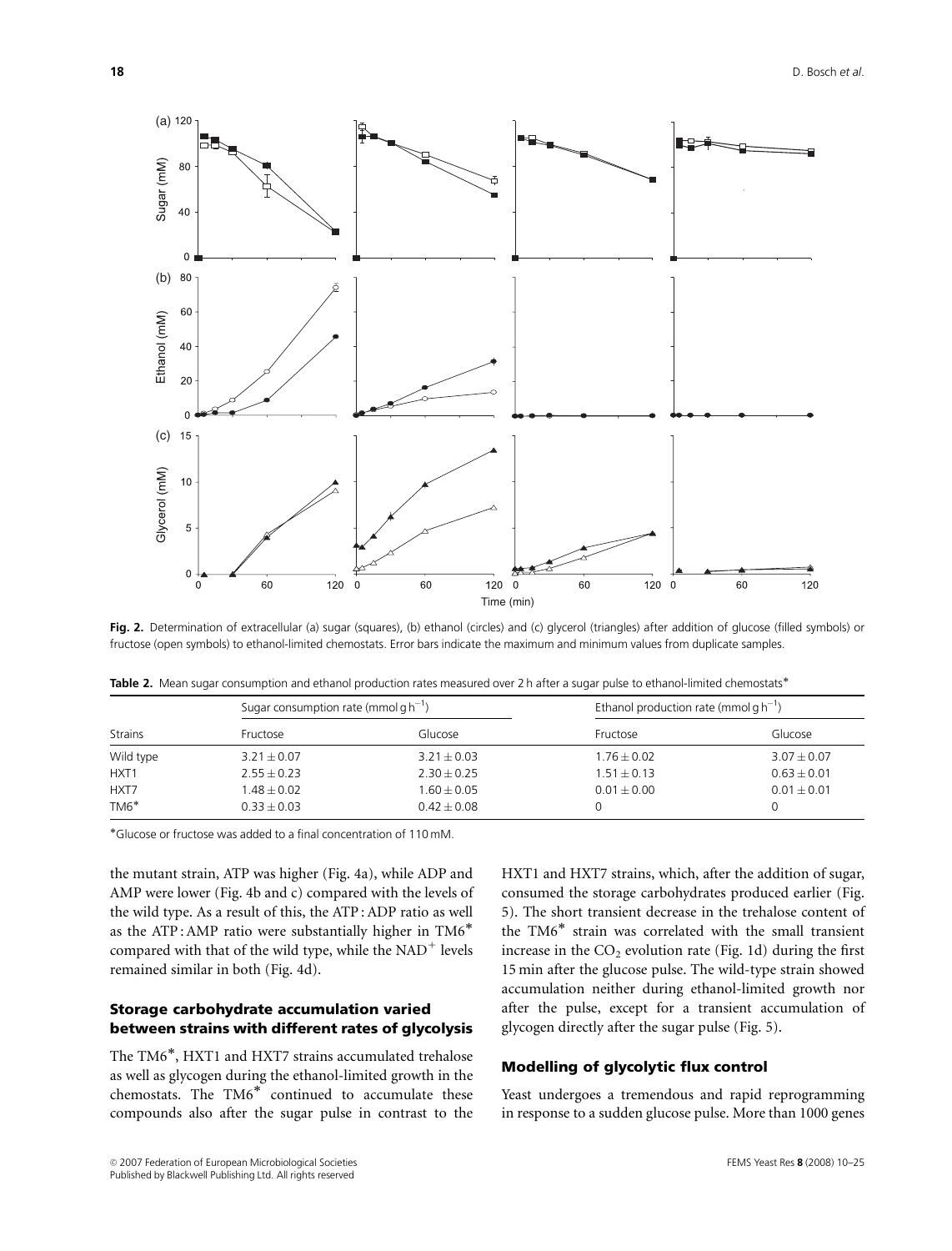**Fig. 2.** Determination of extracellular (a) sugar (squares), (b) ethanol (circles) and (c) glycerol (triangles) after addition of glucose (filled symbols) or fructose (open symbols) to ethanol-limited chemostats. Error bars indicate the maximum and minimum values from duplicate samples.

**Table 2.** Mean sugar consumption and ethanol production rates measured over 2 h after a sugar pulse to ethanol-limited chemostats*

| Strains | Sugar consumption rate (mmol g $h^{-1}$) | | Ethanol production rate (mmol g $h^{-1}$) | |
|---|---|---|---|---|
| | Fructose | Glucose | Fructose | Glucose |
| Wild type | 3.21 ± 0.07 | 3.21 ± 0.03 | 1.76 ± 0.02 | 3.07 ± 0.07 |
| HXT1 | 2.55 ± 0.23 | 2.30 ± 0.25 | 1.51 ± 0.13 | 0.63 ± 0.01 |
| HXT7 | 1.48 ± 0.02 | 1.60 ± 0.05 | 0.01 ± 0.00 | 0.01 ± 0.01 |
| TM6* | 0.33 ± 0.03 | 0.42 ± 0.08 | 0 | 0 |

*Glucose or fructose was added to a final concentration of 110 mM.

the mutant strain, ATP was higher (Fig. 4a), while ADP and AMP were lower (Fig. 4b and c) compared with the levels of the wild type. As a result of this, the ATP : ADP ratio as well as the ATP : AMP ratio were substantially higher in TM6* compared with that of the wild type, while the $NAD^+$ levels remained similar in both (Fig. 4d).

## Storage carbohydrate accumulation varied between strains with different rates of glycolysis

The TM6*, HXT1 and HXT7 strains accumulated trehalose as well as glycogen during the ethanol-limited growth in the chemostats. The TM6* continued to accumulate these compounds also after the sugar pulse in contrast to the HXT1 and HXT7 strains, which, after the addition of sugar, consumed the storage carbohydrates produced earlier (Fig. 5). The short transient decrease in the trehalose content of the TM6* strain was correlated with the small transient increase in the $CO_2$ evolution rate (Fig. 1d) during the first 15 min after the glucose pulse. The wild-type strain showed accumulation neither during ethanol-limited growth nor after the pulse, except for a transient accumulation of glycogen directly after the sugar pulse (Fig. 5).

## Modelling of glycolytic flux control

Yeast undergoes a tremendous and rapid reprogramming in response to a sudden glucose pulse. More than 1000 genes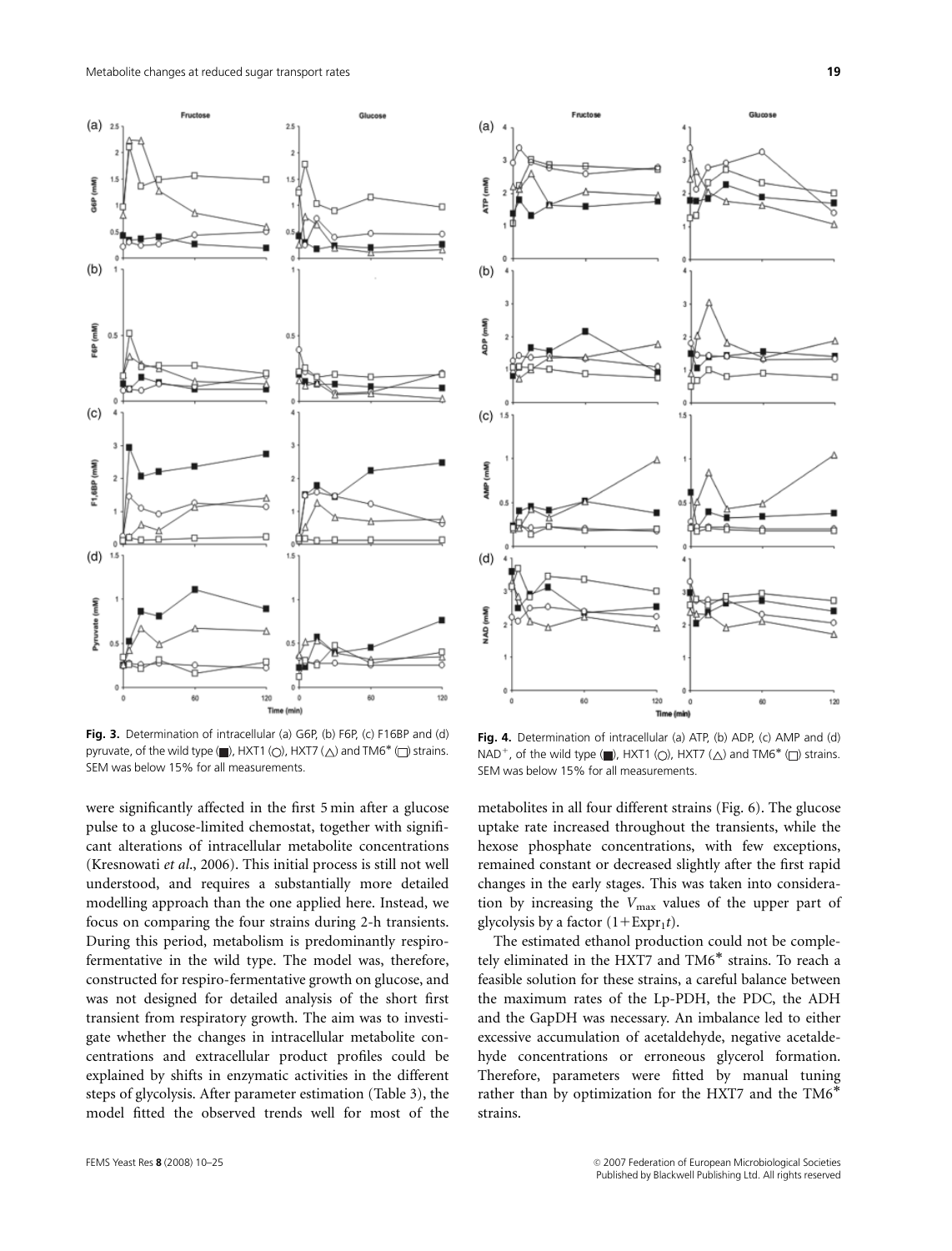**Fig. 3.** Determination of intracellular (a) G6P, (b) F6P, (c) F16BP and (d) pyruvate, of the wild type (■), HXT1 (○), HXT7 (△) and TM6* (□) strains. SEM was below 15% for all measurements.

**Fig. 4.** Determination of intracellular (a) ATP, (b) ADP, (c) AMP and (d) $NAD^+$, of the wild type (■), HXT1 (○), HXT7 (△) and TM6* (□) strains. SEM was below 15% for all measurements.

were significantly affected in the first 5 min after a glucose pulse to a glucose-limited chemostat, together with significant alterations of intracellular metabolite concentrations (Kresnowati *et al*., 2006). This initial process is still not well understood, and requires a substantially more detailed modelling approach than the one applied here. Instead, we focus on comparing the four strains during 2-h transients. During this period, metabolism is predominantly respiro-fermentative in the wild type. The model was, therefore, constructed for respiro-fermentative growth on glucose, and was not designed for detailed analysis of the short first transient from respiratory growth. The aim was to investigate whether the changes in intracellular metabolite concentrations and extracellular product profiles could be explained by shifts in enzymatic activities in the different steps of glycolysis. After parameter estimation (Table 3), the model fitted the observed trends well for most of the metabolites in all four different strains (Fig. 6). The glucose uptake rate increased throughout the transients, while the hexose phosphate concentrations, with few exceptions, remained constant or decreased slightly after the first rapid changes in the early stages. This was taken into consideration by increasing the $V_{max}$ values of the upper part of glycolysis by a factor $(1+\text{Expr}_1 t)$.

The estimated ethanol production could not be completely eliminated in the HXT7 and TM6* strains. To reach a feasible solution for these strains, a careful balance between the maximum rates of the Lp-PDH, the PDC, the ADH and the GapDH was necessary. An imbalance led to either excessive accumulation of acetaldehyde, negative acetaldehyde concentrations or erroneous glycerol formation. Therefore, parameters were fitted by manual tuning rather than by optimization for the HXT7 and the TM6* strains.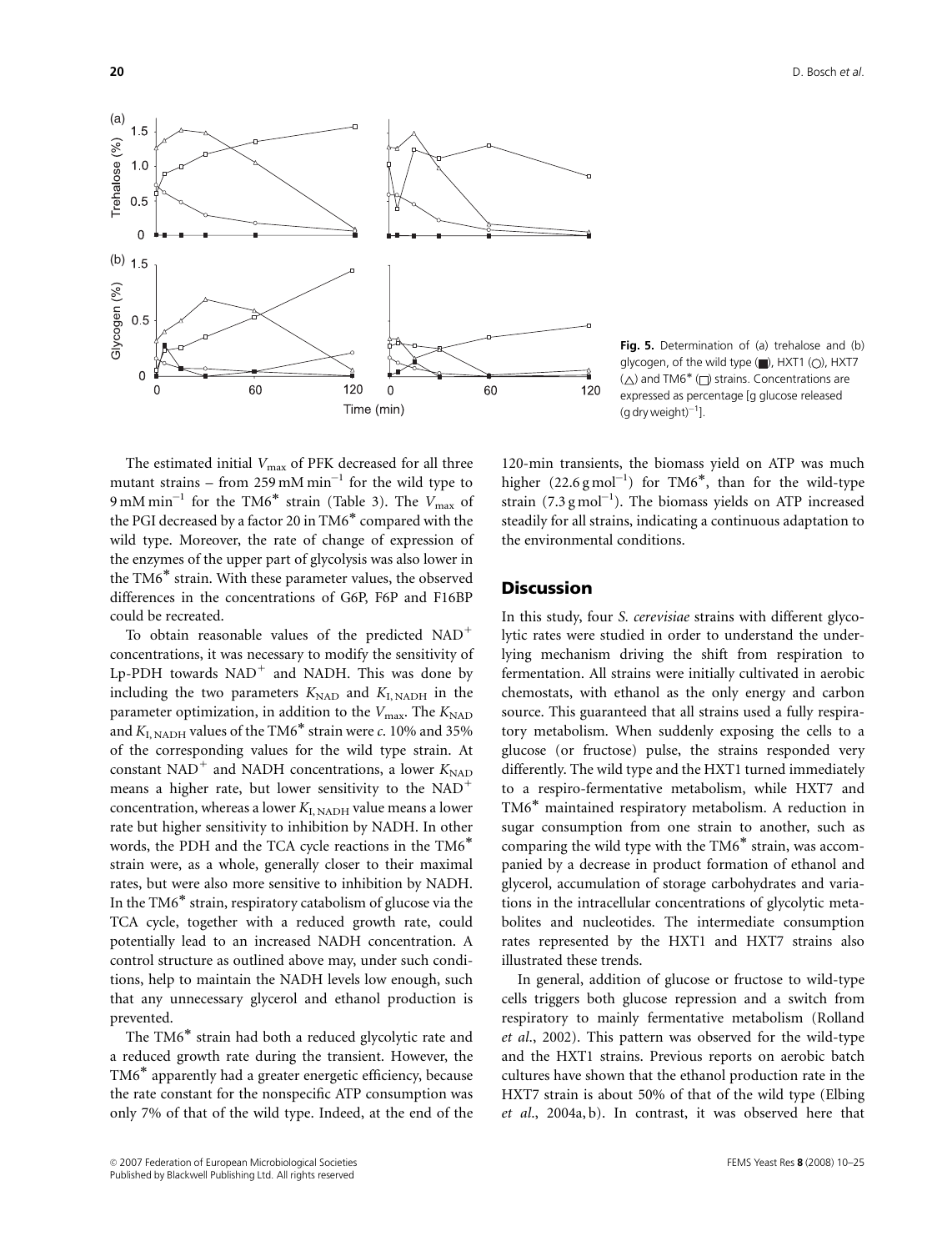**Fig. 5.** Determination of (a) trehalose and (b) glycogen, of the wild type (■), HXT1 (○), HXT7 (△) and TM6* (□) strains. Concentrations are expressed as percentage [g glucose released (g dry weight)$^{-1}$].

The estimated initial $V_{max}$ of PFK decreased for all three mutant strains – from 259 mM min$^{-1}$ for the wild type to 9 mM min$^{-1}$ for the TM6* strain (Table 3). The $V_{max}$ of the PGI decreased by a factor 20 in TM6* compared with the wild type. Moreover, the rate of change of expression of the enzymes of the upper part of glycolysis was also lower in the TM6* strain. With these parameter values, the observed differences in the concentrations of G6P, F6P and F16BP could be recreated.

To obtain reasonable values of the predicted $NAD^+$ concentrations, it was necessary to modify the sensitivity of Lp-PDH towards $NAD^+$ and NADH. This was done by including the two parameters $K_{NAD}$ and $K_{I,NADH}$ in the parameter optimization, in addition to the $V_{max}$. The $K_{NAD}$ and $K_{I,NADH}$ values of the TM6* strain were *c.* 10% and 35% of the corresponding values for the wild type strain. At constant $NAD^+$ and NADH concentrations, a lower $K_{NAD}$ means a higher rate, but lower sensitivity to the $NAD^+$ concentration, whereas a lower $K_{I,NADH}$ value means a lower rate but higher sensitivity to inhibition by NADH. In other words, the PDH and the TCA cycle reactions in the TM6* strain were, as a whole, generally closer to their maximal rates, but were also more sensitive to inhibition by NADH. In the TM6* strain, respiratory catabolism of glucose via the TCA cycle, together with a reduced growth rate, could potentially lead to an increased NADH concentration. A control structure as outlined above may, under such conditions, help to maintain the NADH levels low enough, such that any unnecessary glycerol and ethanol production is prevented.

The TM6* strain had both a reduced glycolytic rate and a reduced growth rate during the transient. However, the TM6* apparently had a greater energetic efficiency, because the rate constant for the nonspecific ATP consumption was only 7% of that of the wild type. Indeed, at the end of the 120-min transients, the biomass yield on ATP was much higher (22.6 g mol$^{-1}$) for TM6*, than for the wild-type strain (7.3 g mol$^{-1}$). The biomass yields on ATP increased steadily for all strains, indicating a continuous adaptation to the environmental conditions.

## Discussion

In this study, four *S. cerevisiae* strains with different glycolytic rates were studied in order to understand the underlying mechanism driving the shift from respiration to fermentation. All strains were initially cultivated in aerobic chemostats, with ethanol as the only energy and carbon source. This guaranteed that all strains used a fully respiratory metabolism. When suddenly exposing the cells to a glucose (or fructose) pulse, the strains responded very differently. The wild type and the HXT1 turned immediately to a respiro-fermentative metabolism, while HXT7 and TM6* maintained respiratory metabolism. A reduction in sugar consumption from one strain to another, such as comparing the wild type with the TM6* strain, was accompanied by a decrease in product formation of ethanol and glycerol, accumulation of storage carbohydrates and variations in the intracellular concentrations of glycolytic metabolites and nucleotides. The intermediate consumption rates represented by the HXT1 and HXT7 strains also illustrated these trends.

In general, addition of glucose or fructose to wild-type cells triggers both glucose repression and a switch from respiratory to mainly fermentative metabolism (Rolland *et al.*, 2002). This pattern was observed for the wild-type and the HXT1 strains. Previous reports on aerobic batch cultures have shown that the ethanol production rate in the HXT7 strain is about 50% of that of the wild type (Elbing *et al.*, 2004a, b). In contrast, it was observed here that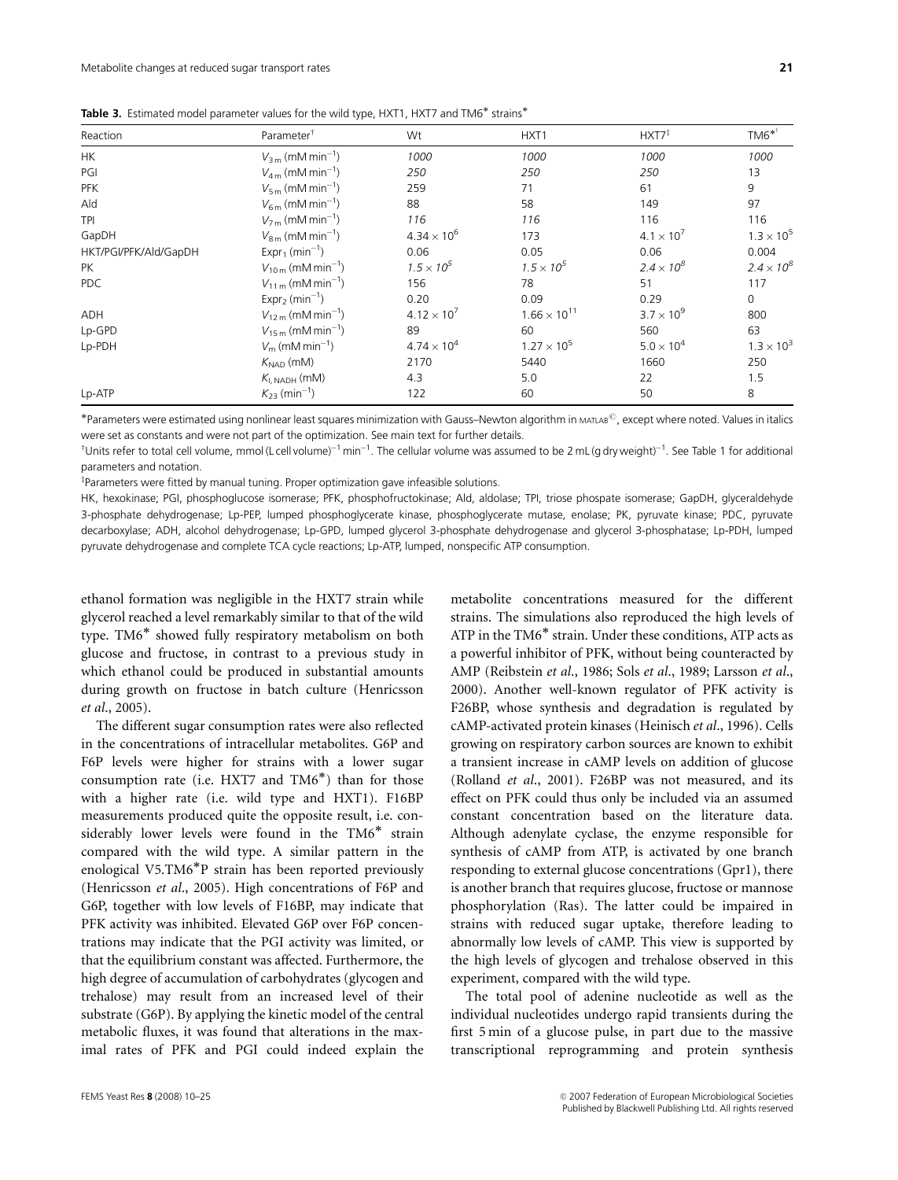**Table 3.** Estimated model parameter values for the wild type, HXT1, HXT7 and TM6* strains*

| Reaction | Parameter[†] | Wt | HXT1 | HXT7[‡] | TM6*[†] |
|---|---|---|---|---|---|
| HK | $V_{3m}$ (mM min$^{-1}$) | *1000* | *1000* | *1000* | *1000* |
| PGI | $V_{4m}$ (mM min$^{-1}$) | *250* | *250* | *250* | 13 |
| PFK | $V_{5m}$ (mM min$^{-1}$) | 259 | 71 | 61 | 9 |
| Ald | $V_{6m}$ (mM min$^{-1}$) | 88 | 58 | 149 | 97 |
| TPI | $V_{7m}$ (mM min$^{-1}$) | *116* | *116* | 116 | 116 |
| GapDH | $V_{8m}$ (mM min$^{-1}$) | $4.34 \times 10^6$ | 173 | $4.1 \times 10^7$ | $1.3 \times 10^5$ |
| HKT/PGI/PFK/Ald/GapDH | Expr$_1$ (min$^{-1}$) | 0.06 | 0.05 | 0.06 | 0.004 |
| PK | $V_{10m}$ (mM min$^{-1}$) | *$1.5 \times 10^5$* | *$1.5 \times 10^5$* | *$2.4 \times 10^8$* | *$2.4 \times 10^8$* |
| PDC | $V_{11m}$ (mM min$^{-1}$) | 156 | 78 | 51 | 117 |
| | Expr$_2$ (min$^{-1}$) | 0.20 | 0.09 | 0.29 | 0 |
| ADH | $V_{12m}$ (mM min$^{-1}$) | $4.12 \times 10^7$ | $1.66 \times 10^{11}$ | $3.7 \times 10^9$ | 800 |
| Lp-GPD | $V_{15m}$ (mM min$^{-1}$) | 89 | 60 | 560 | 63 |
| Lp-PDH | $V_m$ (mM min$^{-1}$) | $4.74 \times 10^4$ | $1.27 \times 10^5$ | $5.0 \times 10^4$ | $1.3 \times 10^3$ |
| | $K_{NAD}$ (mM) | 2170 | 5440 | 1660 | 250 |
| | $K_{I,NADH}$ (mM) | 4.3 | 5.0 | 22 | 1.5 |
| Lp-ATP | $K_{23}$ (min$^{-1}$) | 122 | 60 | 50 | 8 |

*Parameters were estimated using nonlinear least squares minimization with Gauss–Newton algorithm in MATLAB©, except where noted. Values in italics were set as constants and were not part of the optimization. See main text for further details.

[†]Units refer to total cell volume, mmol (L cell volume)$^{-1}$ min$^{-1}$. The cellular volume was assumed to be 2 mL (g dry weight)$^{-1}$. See Table 1 for additional parameters and notation.

[‡]Parameters were fitted by manual tuning. Proper optimization gave infeasible solutions.

HK, hexokinase; PGI, phosphoglucose isomerase; PFK, phosphofructokinase; Ald, aldolase; TPI, triose phospate isomerase; GapDH, glyceraldehyde 3-phosphate dehydrogenase; Lp-PEP, lumped phosphoglycerate kinase, phosphoglycerate mutase, enolase; PK, pyruvate kinase; PDC, pyruvate decarboxylase; ADH, alcohol dehydrogenase; Lp-GPD, lumped glycerol 3-phosphate dehydrogenase and glycerol 3-phosphatase; Lp-PDH, lumped pyruvate dehydrogenase and complete TCA cycle reactions; Lp-ATP, lumped, nonspecific ATP consumption.

ethanol formation was negligible in the HXT7 strain while glycerol reached a level remarkably similar to that of the wild type. TM6* showed fully respiratory metabolism on both glucose and fructose, in contrast to a previous study in which ethanol could be produced in substantial amounts during growth on fructose in batch culture (Henricsson *et al*., 2005).

The different sugar consumption rates were also reflected in the concentrations of intracellular metabolites. G6P and F6P levels were higher for strains with a lower sugar consumption rate (i.e. HXT7 and TM6*) than for those with a higher rate (i.e. wild type and HXT1). F16BP measurements produced quite the opposite result, i.e. considerably lower levels were found in the TM6* strain compared with the wild type. A similar pattern in the enological V5.TM6*P strain has been reported previously (Henricsson *et al*., 2005). High concentrations of F6P and G6P, together with low levels of F16BP, may indicate that PFK activity was inhibited. Elevated G6P over F6P concentrations may indicate that the PGI activity was limited, or that the equilibrium constant was affected. Furthermore, the high degree of accumulation of carbohydrates (glycogen and trehalose) may result from an increased level of their substrate (G6P). By applying the kinetic model of the central metabolic fluxes, it was found that alterations in the maximal rates of PFK and PGI could indeed explain the metabolite concentrations measured for the different strains. The simulations also reproduced the high levels of ATP in the TM6* strain. Under these conditions, ATP acts as a powerful inhibitor of PFK, without being counteracted by AMP (Reibstein *et al*., 1986; Sols *et al*., 1989; Larsson *et al*., 2000). Another well-known regulator of PFK activity is F26BP, whose synthesis and degradation is regulated by cAMP-activated protein kinases (Heinisch *et al*., 1996). Cells growing on respiratory carbon sources are known to exhibit a transient increase in cAMP levels on addition of glucose (Rolland *et al*., 2001). F26BP was not measured, and its effect on PFK could thus only be included via an assumed constant concentration based on the literature data. Although adenylate cyclase, the enzyme responsible for synthesis of cAMP from ATP, is activated by one branch responding to external glucose concentrations (Gpr1), there is another branch that requires glucose, fructose or mannose phosphorylation (Ras). The latter could be impaired in strains with reduced sugar uptake, therefore leading to abnormally low levels of cAMP. This view is supported by the high levels of glycogen and trehalose observed in this experiment, compared with the wild type.

The total pool of adenine nucleotide as well as the individual nucleotides undergo rapid transients during the first 5 min of a glucose pulse, in part due to the massive transcriptional reprogramming and protein synthesis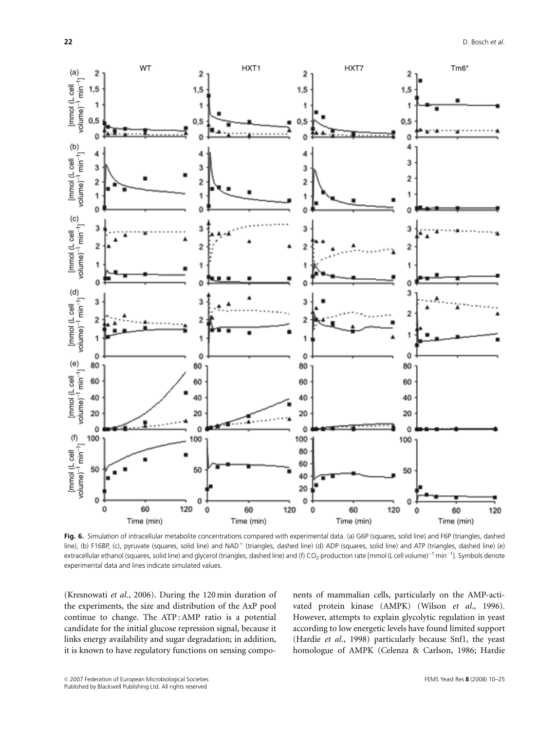Fig. 6. Simulation of intracellular metabolite concentrations compared with experimental data. (a) G6P (squares, solid line) and F6P (triangles, dashed line), (b) F16BP, (c), pyruvate (squares, solid line) and $NAD^+$ (triangles, dashed line) (d) ADP (squares, solid line) and ATP (triangles, dashed line) (e) extracellular ethanol (squares, solid line) and glycerol (triangles, dashed line) and (f) $CO_2$ production rate [mmol (L cell volume)$^{-1}$ min$^{-1}$]. Symbols denote experimental data and lines indicate simulated values.

(Kresnowati *et al.*, 2006). During the 120 min duration of the experiments, the size and distribution of the AxP pool continue to change. The ATP : AMP ratio is a potential candidate for the initial glucose repression signal, because it links energy availability and sugar degradation; in addition, it is known to have regulatory functions on sensing components of mammalian cells, particularly on the AMP-activated protein kinase (AMPK) (Wilson *et al.*, 1996). However, attempts to explain glycolytic regulation in yeast according to low energetic levels have found limited support (Hardie *et al.*, 1998) particularly because Snf1, the yeast homologue of AMPK (Celenza & Carlson, 1986; Hardie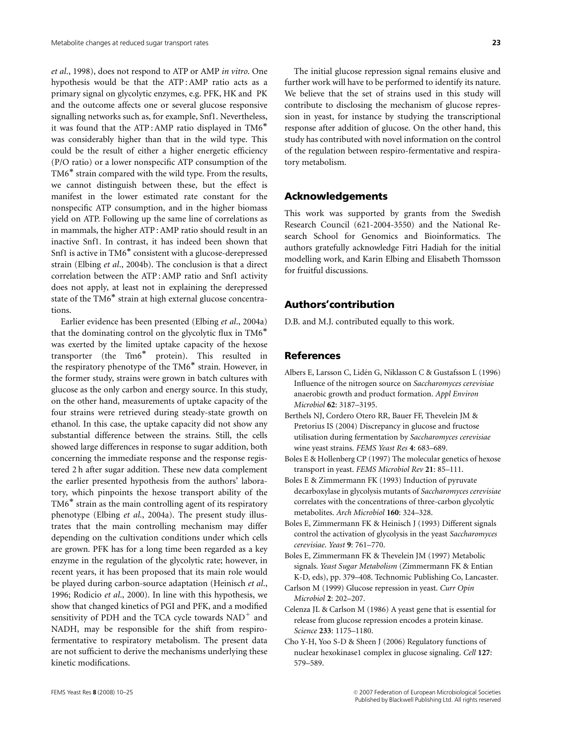*et al*., 1998), does not respond to ATP or AMP *in vitro*. One hypothesis would be that the ATP : AMP ratio acts as a primary signal on glycolytic enzymes, e.g. PFK, HK and PK and the outcome affects one or several glucose responsive signalling networks such as, for example, Snf1. Nevertheless, it was found that the ATP : AMP ratio displayed in TM6* was considerably higher than that in the wild type. This could be the result of either a higher energetic efficiency (P/O ratio) or a lower nonspecific ATP consumption of the TM6* strain compared with the wild type. From the results, we cannot distinguish between these, but the effect is manifest in the lower estimated rate constant for the nonspecific ATP consumption, and in the higher biomass yield on ATP. Following up the same line of correlations as in mammals, the higher ATP : AMP ratio should result in an inactive Snf1. In contrast, it has indeed been shown that Snf1 is active in TM6* consistent with a glucose-derepressed strain (Elbing *et al*., 2004b). The conclusion is that a direct correlation between the ATP : AMP ratio and Snf1 activity does not apply, at least not in explaining the derepressed state of the TM6* strain at high external glucose concentrations.

Earlier evidence has been presented (Elbing *et al*., 2004a) that the dominating control on the glycolytic flux in TM6* was exerted by the limited uptake capacity of the hexose transporter (the Tm6* protein). This resulted in the respiratory phenotype of the TM6* strain. However, in the former study, strains were grown in batch cultures with glucose as the only carbon and energy source. In this study, on the other hand, measurements of uptake capacity of the four strains were retrieved during steady-state growth on ethanol. In this case, the uptake capacity did not show any substantial difference between the strains. Still, the cells showed large differences in response to sugar addition, both concerning the immediate response and the response registered 2 h after sugar addition. These new data complement the earlier presented hypothesis from the authors' laboratory, which pinpoints the hexose transport ability of the TM6* strain as the main controlling agent of its respiratory phenotype (Elbing *et al*., 2004a). The present study illustrates that the main controlling mechanism may differ depending on the cultivation conditions under which cells are grown. PFK has for a long time been regarded as a key enzyme in the regulation of the glycolytic rate; however, in recent years, it has been proposed that its main role would be played during carbon-source adaptation (Heinisch *et al*., 1996; Rodicio *et al*., 2000). In line with this hypothesis, we show that changed kinetics of PGI and PFK, and a modified sensitivity of PDH and the TCA cycle towards $NAD^+$ and NADH, may be responsible for the shift from respiro-fermentative to respiratory metabolism. The present data are not sufficient to derive the mechanisms underlying these kinetic modifications.

The initial glucose repression signal remains elusive and further work will have to be performed to identify its nature. We believe that the set of strains used in this study will contribute to disclosing the mechanism of glucose repression in yeast, for instance by studying the transcriptional response after addition of glucose. On the other hand, this study has contributed with novel information on the control of the regulation between respiro-fermentative and respiratory metabolism.

## Acknowledgements

This work was supported by grants from the Swedish Research Council (621-2004-3550) and the National Research School for Genomics and Bioinformatics. The authors gratefully acknowledge Fitri Hadiah for the initial modelling work, and Karin Elbing and Elisabeth Thomsson for fruitful discussions.

## Authors' contribution

D.B. and M.J. contributed equally to this work.

## References

Albers E, Larsson C, Lidén G, Niklasson C & Gustafsson L (1996) Influence of the nitrogen source on *Saccharomyces cerevisiae* anaerobic growth and product formation. *Appl Environ Microbiol* **62**: 3187–3195.

Berthels NJ, Cordero Otero RR, Bauer FF, Thevelein JM & Pretorius IS (2004) Discrepancy in glucose and fructose utilisation during fermentation by *Saccharomyces cerevisiae* wine yeast strains. *FEMS Yeast Res* **4**: 683–689.

Boles E & Hollenberg CP (1997) The molecular genetics of hexose transport in yeast. *FEMS Microbiol Rev* **21**: 85–111.

Boles E & Zimmermann FK (1993) Induction of pyruvate decarboxylase in glycolysis mutants of *Saccharomyces cerevisiae* correlates with the concentrations of three-carbon glycolytic metabolites. *Arch Microbiol* **160**: 324–328.

Boles E, Zimmermann FK & Heinisch J (1993) Different signals control the activation of glycolysis in the yeast *Saccharomyces cerevisiae*. *Yeast* **9**: 761–770.

Boles E, Zimmermann FK & Thevelein JM (1997) Metabolic signals. *Yeast Sugar Metabolism* (Zimmermann FK & Entian K-D, eds), pp. 379–408. Technomic Publishing Co, Lancaster.

Carlson M (1999) Glucose repression in yeast. *Curr Opin Microbiol* **2**: 202–207.

Celenza JL & Carlson M (1986) A yeast gene that is essential for release from glucose repression encodes a protein kinase. *Science* **233**: 1175–1180.

Cho Y-H, Yoo S-D & Sheen J (2006) Regulatory functions of nuclear hexokinase1 complex in glucose signaling. *Cell* **127**: 579–589.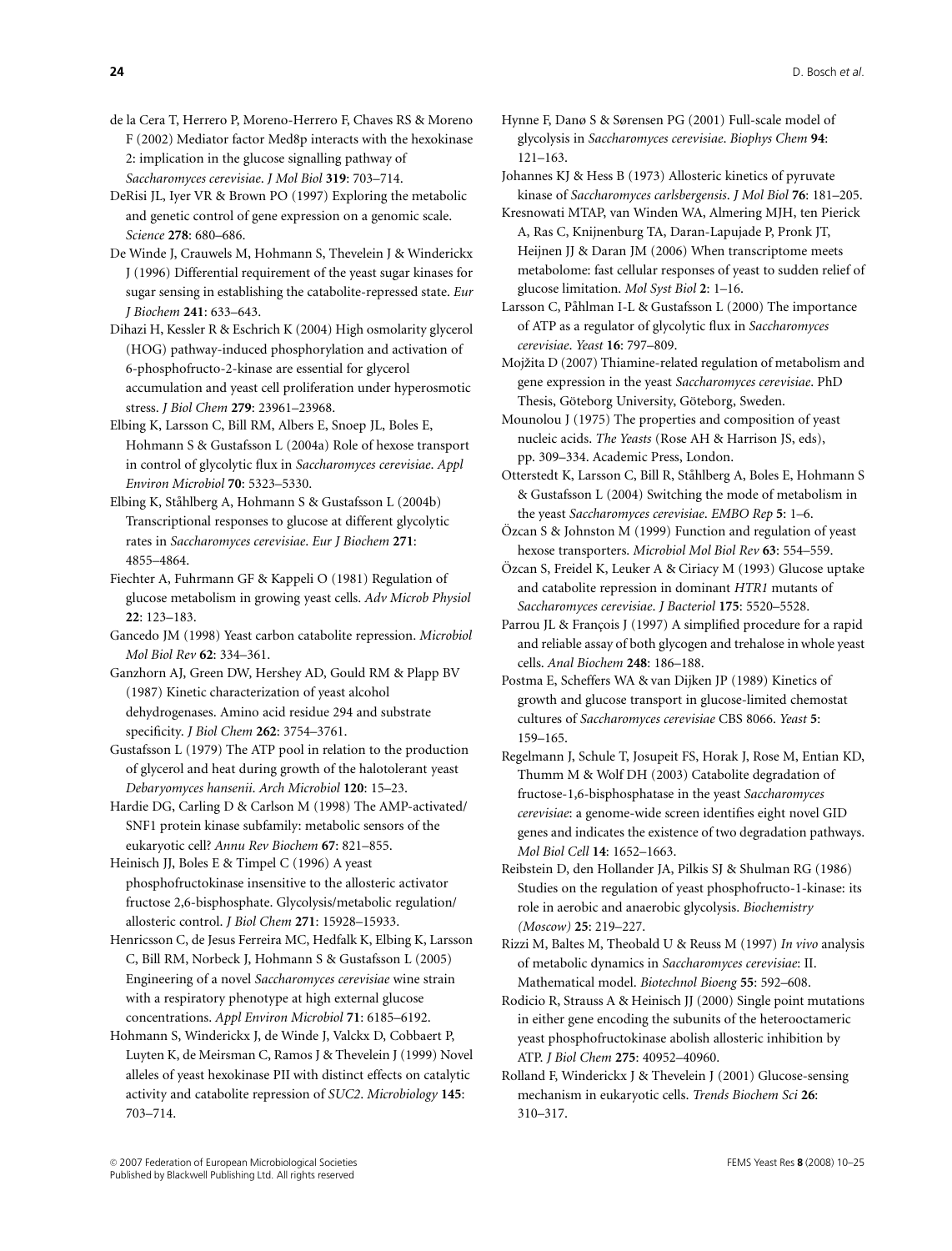de la Cera T, Herrero P, Moreno-Herrero F, Chaves RS & Moreno F (2002) Mediator factor Med8p interacts with the hexokinase 2: implication in the glucose signalling pathway of *Saccharomyces cerevisiae*. *J Mol Biol* **319**: 703–714.

DeRisi JL, Iyer VR & Brown PO (1997) Exploring the metabolic and genetic control of gene expression on a genomic scale. *Science* **278**: 680–686.

De Winde J, Crauwels M, Hohmann S, Thevelein J & Winderickx J (1996) Differential requirement of the yeast sugar kinases for sugar sensing in establishing the catabolite-repressed state. *Eur J Biochem* **241**: 633–643.

Dihazi H, Kessler R & Eschrich K (2004) High osmolarity glycerol (HOG) pathway-induced phosphorylation and activation of 6-phosphofructo-2-kinase are essential for glycerol accumulation and yeast cell proliferation under hyperosmotic stress. *J Biol Chem* **279**: 23961–23968.

Elbing K, Larsson C, Bill RM, Albers E, Snoep JL, Boles E, Hohmann S & Gustafsson L (2004a) Role of hexose transport in control of glycolytic flux in *Saccharomyces cerevisiae*. *Appl Environ Microbiol* **70**: 5323–5330.

Elbing K, Ståhlberg A, Hohmann S & Gustafsson L (2004b) Transcriptional responses to glucose at different glycolytic rates in *Saccharomyces cerevisiae*. *Eur J Biochem* **271**: 4855–4864.

Fiechter A, Fuhrmann GF & Kappeli O (1981) Regulation of glucose metabolism in growing yeast cells. *Adv Microb Physiol* **22**: 123–183.

Gancedo JM (1998) Yeast carbon catabolite repression. *Microbiol Mol Biol Rev* **62**: 334–361.

Ganzhorn AJ, Green DW, Hershey AD, Gould RM & Plapp BV (1987) Kinetic characterization of yeast alcohol dehydrogenases. Amino acid residue 294 and substrate specificity. *J Biol Chem* **262**: 3754–3761.

Gustafsson L (1979) The ATP pool in relation to the production of glycerol and heat during growth of the halotolerant yeast *Debaryomyces hansenii*. *Arch Microbiol* **120**: 15–23.

Hardie DG, Carling D & Carlson M (1998) The AMP-activated/SNF1 protein kinase subfamily: metabolic sensors of the eukaryotic cell? *Annu Rev Biochem* **67**: 821–855.

Heinisch JJ, Boles E & Timpel C (1996) A yeast phosphofructokinase insensitive to the allosteric activator fructose 2,6-bisphosphate. Glycolysis/metabolic regulation/allosteric control. *J Biol Chem* **271**: 15928–15933.

Henricsson C, de Jesus Ferreira MC, Hedfalk K, Elbing K, Larsson C, Bill RM, Norbeck J, Hohmann S & Gustafsson L (2005) Engineering of a novel *Saccharomyces cerevisiae* wine strain with a respiratory phenotype at high external glucose concentrations. *Appl Environ Microbiol* **71**: 6185–6192.

Hohmann S, Winderickx J, de Winde J, Valckx D, Cobbaert P, Luyten K, de Meirsman C, Ramos J & Thevelein J (1999) Novel alleles of yeast hexokinase PII with distinct effects on catalytic activity and catabolite repression of *SUC2*. *Microbiology* **145**: 703–714.

Hynne F, Danø S & Sørensen PG (2001) Full-scale model of glycolysis in *Saccharomyces cerevisiae*. *Biophys Chem* **94**: 121–163.

Johannes KJ & Hess B (1973) Allosteric kinetics of pyruvate kinase of *Saccharomyces carlsbergensis*. *J Mol Biol* **76**: 181–205.

Kresnowati MTAP, van Winden WA, Almering MJH, ten Pierick A, Ras C, Knijnenburg TA, Daran-Lapujade P, Pronk JT, Heijnen JJ & Daran JM (2006) When transcriptome meets metabolome: fast cellular responses of yeast to sudden relief of glucose limitation. *Mol Syst Biol* **2**: 1–16.

Larsson C, Påhlman I-L & Gustafsson L (2000) The importance of ATP as a regulator of glycolytic flux in *Saccharomyces cerevisiae*. *Yeast* **16**: 797–809.

Mojžita D (2007) Thiamine-related regulation of metabolism and gene expression in the yeast *Saccharomyces cerevisiae*. PhD Thesis, Göteborg University, Göteborg, Sweden.

Mounolou J (1975) The properties and composition of yeast nucleic acids. *The Yeasts* (Rose AH & Harrison JS, eds), pp. 309–334. Academic Press, London.

Otterstedt K, Larsson C, Bill R, Ståhlberg A, Boles E, Hohmann S & Gustafsson L (2004) Switching the mode of metabolism in the yeast *Saccharomyces cerevisiae*. *EMBO Rep* **5**: 1–6.

Özcan S & Johnston M (1999) Function and regulation of yeast hexose transporters. *Microbiol Mol Biol Rev* **63**: 554–559.

Özcan S, Freidel K, Leuker A & Ciriacy M (1993) Glucose uptake and catabolite repression in dominant *HTR1* mutants of *Saccharomyces cerevisiae*. *J Bacteriol* **175**: 5520–5528.

Parrou JL & François J (1997) A simplified procedure for a rapid and reliable assay of both glycogen and trehalose in whole yeast cells. *Anal Biochem* **248**: 186–188.

Postma E, Scheffers WA & van Dijken JP (1989) Kinetics of growth and glucose transport in glucose-limited chemostat cultures of *Saccharomyces cerevisiae* CBS 8066. *Yeast* **5**: 159–165.

Regelmann J, Schule T, Josupeit FS, Horak J, Rose M, Entian KD, Thumm M & Wolf DH (2003) Catabolite degradation of fructose-1,6-bisphosphatase in the yeast *Saccharomyces cerevisiae*: a genome-wide screen identifies eight novel GID genes and indicates the existence of two degradation pathways. *Mol Biol Cell* **14**: 1652–1663.

Reibstein D, den Hollander JA, Pilkis SJ & Shulman RG (1986) Studies on the regulation of yeast phosphofructo-1-kinase: its role in aerobic and anaerobic glycolysis. *Biochemistry (Moscow)* **25**: 219–227.

Rizzi M, Baltes M, Theobald U & Reuss M (1997) *In vivo* analysis of metabolic dynamics in *Saccharomyces cerevisiae*: II. Mathematical model. *Biotechnol Bioeng* **55**: 592–608.

Rodicio R, Strauss A & Heinisch JJ (2000) Single point mutations in either gene encoding the subunits of the heterooctameric yeast phosphofructokinase abolish allosteric inhibition by ATP. *J Biol Chem* **275**: 40952–40960.

Rolland F, Winderickx J & Thevelein J (2001) Glucose-sensing mechanism in eukaryotic cells. *Trends Biochem Sci* **26**: 310–317.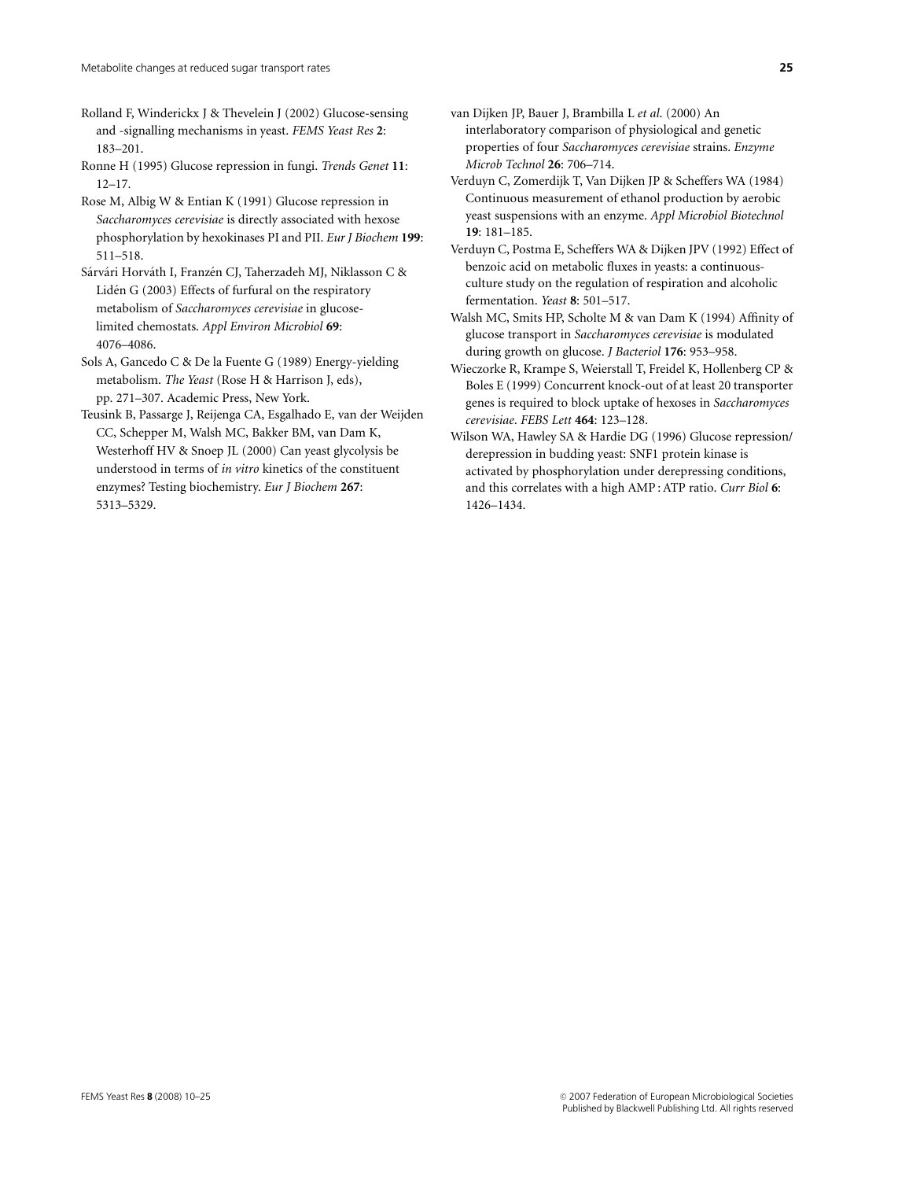Rolland F, Winderickx J & Thevelein J (2002) Glucose-sensing and -signalling mechanisms in yeast. *FEMS Yeast Res* **2**: 183–201.

Ronne H (1995) Glucose repression in fungi. *Trends Genet* **11**: 12–17.

Rose M, Albig W & Entian K (1991) Glucose repression in *Saccharomyces cerevisiae* is directly associated with hexose phosphorylation by hexokinases PI and PII. *Eur J Biochem* **199**: 511–518.

Sárvári Horváth I, Franzén CJ, Taherzadeh MJ, Niklasson C & Lidén G (2003) Effects of furfural on the respiratory metabolism of *Saccharomyces cerevisiae* in glucose-limited chemostats. *Appl Environ Microbiol* **69**: 4076–4086.

Sols A, Gancedo C & De la Fuente G (1989) Energy-yielding metabolism. *The Yeast* (Rose H & Harrison J, eds), pp. 271–307. Academic Press, New York.

Teusink B, Passarge J, Reijenga CA, Esgalhado E, van der Weijden CC, Schepper M, Walsh MC, Bakker BM, van Dam K, Westerhoff HV & Snoep JL (2000) Can yeast glycolysis be understood in terms of *in vitro* kinetics of the constituent enzymes? Testing biochemistry. *Eur J Biochem* **267**: 5313–5329.

van Dijken JP, Bauer J, Brambilla L *et al.* (2000) An interlaboratory comparison of physiological and genetic properties of four *Saccharomyces cerevisiae* strains. *Enzyme Microb Technol* **26**: 706–714.

Verduyn C, Zomerdijk T, Van Dijken JP & Scheffers WA (1984) Continuous measurement of ethanol production by aerobic yeast suspensions with an enzyme. *Appl Microbiol Biotechnol* **19**: 181–185.

Verduyn C, Postma E, Scheffers WA & Dijken JPV (1992) Effect of benzoic acid on metabolic fluxes in yeasts: a continuous-culture study on the regulation of respiration and alcoholic fermentation. *Yeast* **8**: 501–517.

Walsh MC, Smits HP, Scholte M & van Dam K (1994) Affinity of glucose transport in *Saccharomyces cerevisiae* is modulated during growth on glucose. *J Bacteriol* **176**: 953–958.

Wieczorke R, Krampe S, Weierstall T, Freidel K, Hollenberg CP & Boles E (1999) Concurrent knock-out of at least 20 transporter genes is required to block uptake of hexoses in *Saccharomyces cerevisiae*. *FEBS Lett* **464**: 123–128.

Wilson WA, Hawley SA & Hardie DG (1996) Glucose repression/derepression in budding yeast: SNF1 protein kinase is activated by phosphorylation under derepressing conditions, and this correlates with a high AMP : ATP ratio. *Curr Biol* **6**: 1426–1434.